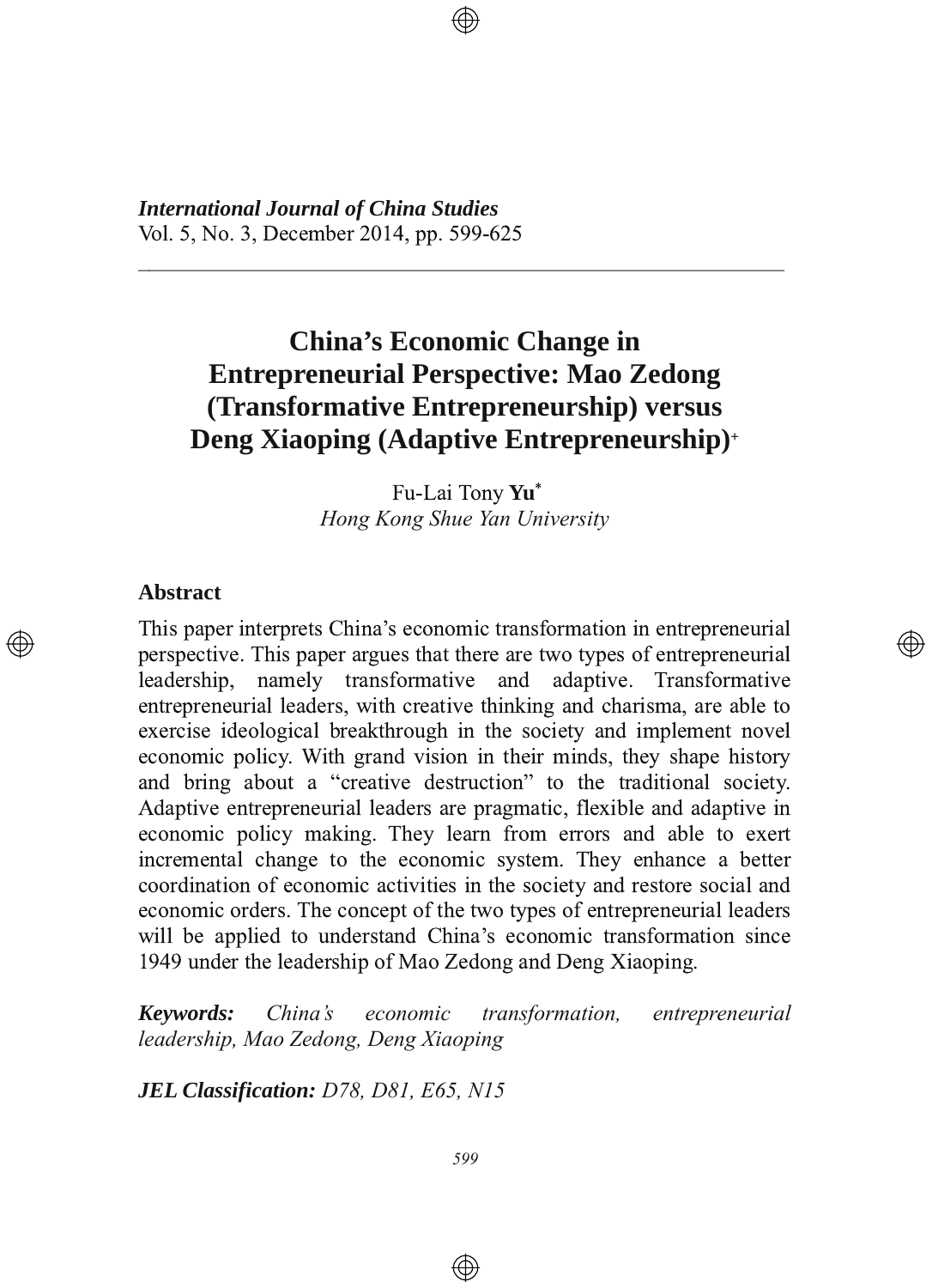*International Journal of China Studies*
Vol. 5, No. 3, December 2014, pp. 599-625

# China's Economic Change in Entrepreneurial Perspective: Mao Zedong (Transformative Entrepreneurship) versus Deng Xiaoping (Adaptive Entrepreneurship)[+]

Fu-Lai Tony **Yu**[*]
*Hong Kong Shue Yan University*

## Abstract

This paper interprets China's economic transformation in entrepreneurial perspective. This paper argues that there are two types of entrepreneurial leadership, namely transformative and adaptive. Transformative entrepreneurial leaders, with creative thinking and charisma, are able to exercise ideological breakthrough in the society and implement novel economic policy. With grand vision in their minds, they shape history and bring about a "creative destruction" to the traditional society. Adaptive entrepreneurial leaders are pragmatic, flexible and adaptive in economic policy making. They learn from errors and able to exert incremental change to the economic system. They enhance a better coordination of economic activities in the society and restore social and economic orders. The concept of the two types of entrepreneurial leaders will be applied to understand China's economic transformation since 1949 under the leadership of Mao Zedong and Deng Xiaoping.

***Keywords:*** *China's economic transformation, entrepreneurial leadership, Mao Zedong, Deng Xiaoping*

***JEL Classification:*** *D78, D81, E65, N15*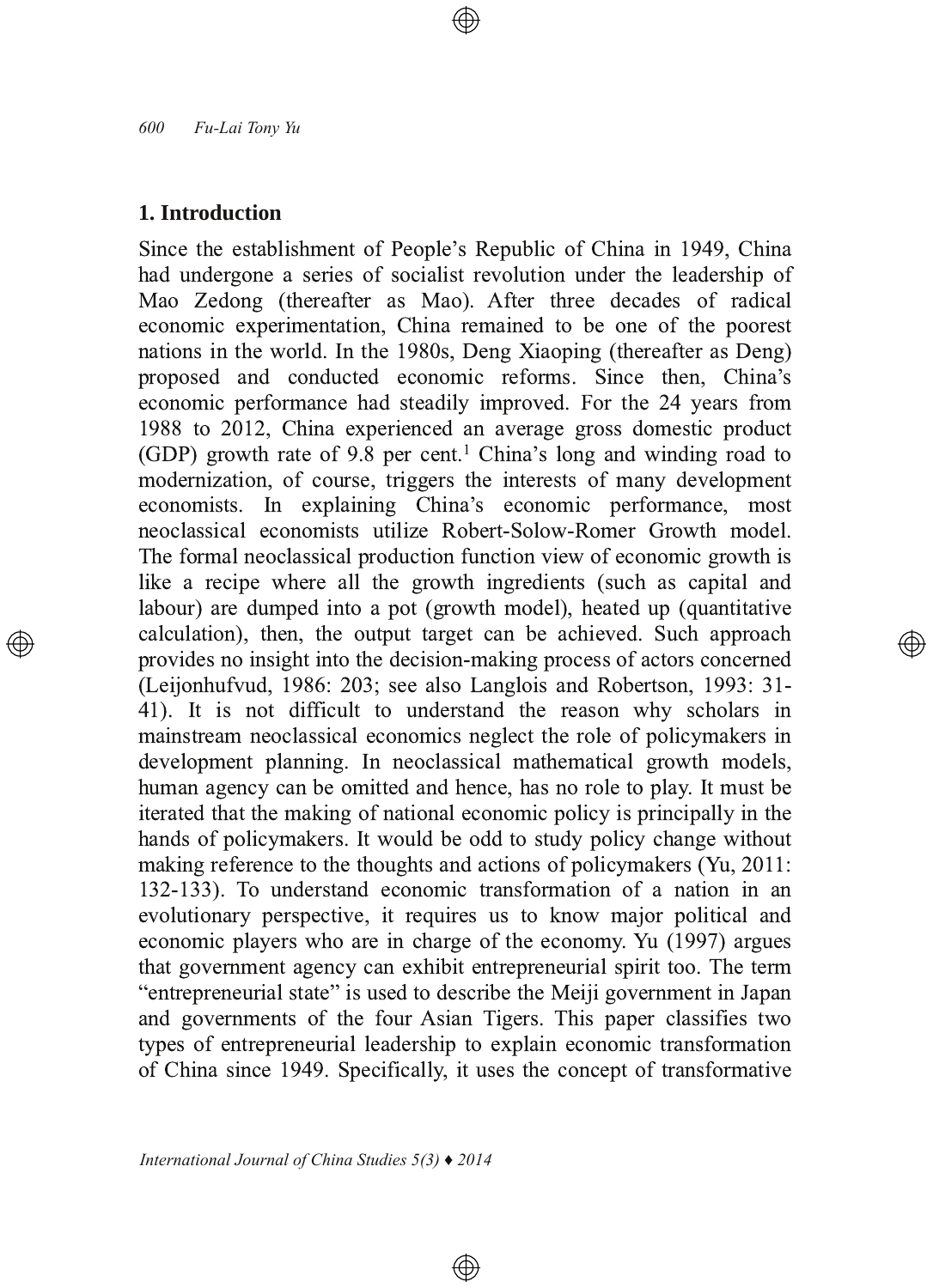## 1. Introduction

Since the establishment of People's Republic of China in 1949, China had undergone a series of socialist revolution under the leadership of Mao Zedong (thereafter as Mao). After three decades of radical economic experimentation, China remained to be one of the poorest nations in the world. In the 1980s, Deng Xiaoping (thereafter as Deng) proposed and conducted economic reforms. Since then, China's economic performance had steadily improved. For the 24 years from 1988 to 2012, China experienced an average gross domestic product (GDP) growth rate of 9.8 per cent.[1] China's long and winding road to modernization, of course, triggers the interests of many development economists. In explaining China's economic performance, most neoclassical economists utilize Robert-Solow-Romer Growth model. The formal neoclassical production function view of economic growth is like a recipe where all the growth ingredients (such as capital and labour) are dumped into a pot (growth model), heated up (quantitative calculation), then, the output target can be achieved. Such approach provides no insight into the decision-making process of actors concerned (Leijonhufvud, 1986: 203; see also Langlois and Robertson, 1993: 31-41). It is not difficult to understand the reason why scholars in mainstream neoclassical economics neglect the role of policymakers in development planning. In neoclassical mathematical growth models, human agency can be omitted and hence, has no role to play. It must be iterated that the making of national economic policy is principally in the hands of policymakers. It would be odd to study policy change without making reference to the thoughts and actions of policymakers (Yu, 2011: 132-133). To understand economic transformation of a nation in an evolutionary perspective, it requires us to know major political and economic players who are in charge of the economy. Yu (1997) argues that government agency can exhibit entrepreneurial spirit too. The term "entrepreneurial state" is used to describe the Meiji government in Japan and governments of the four Asian Tigers. This paper classifies two types of entrepreneurial leadership to explain economic transformation of China since 1949. Specifically, it uses the concept of transformative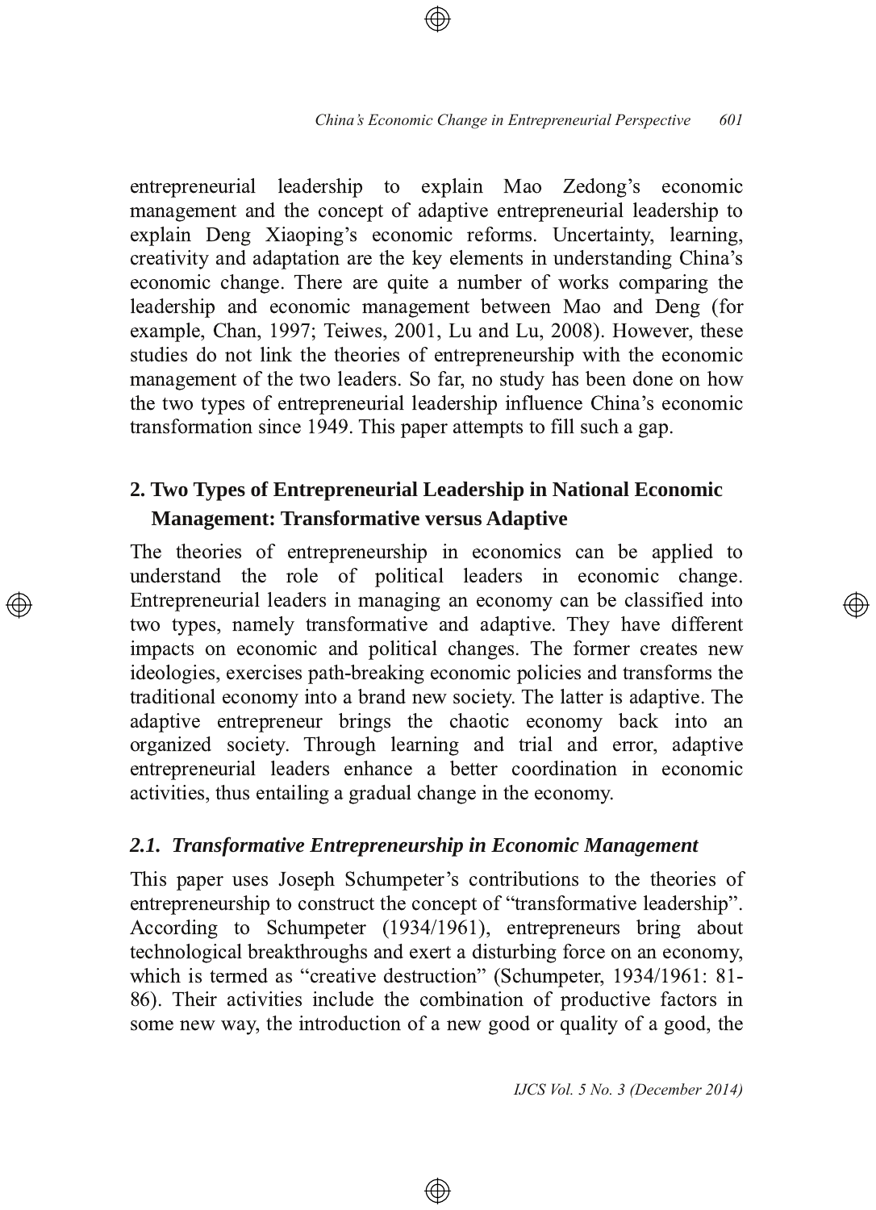entrepreneurial leadership to explain Mao Zedong's economic management and the concept of adaptive entrepreneurial leadership to explain Deng Xiaoping's economic reforms. Uncertainty, learning, creativity and adaptation are the key elements in understanding China's economic change. There are quite a number of works comparing the leadership and economic management between Mao and Deng (for example, Chan, 1997; Teiwes, 2001, Lu and Lu, 2008). However, these studies do not link the theories of entrepreneurship with the economic management of the two leaders. So far, no study has been done on how the two types of entrepreneurial leadership influence China's economic transformation since 1949. This paper attempts to fill such a gap.

## 2. Two Types of Entrepreneurial Leadership in National Economic Management: Transformative versus Adaptive

The theories of entrepreneurship in economics can be applied to understand the role of political leaders in economic change. Entrepreneurial leaders in managing an economy can be classified into two types, namely transformative and adaptive. They have different impacts on economic and political changes. The former creates new ideologies, exercises path-breaking economic policies and transforms the traditional economy into a brand new society. The latter is adaptive. The adaptive entrepreneur brings the chaotic economy back into an organized society. Through learning and trial and error, adaptive entrepreneurial leaders enhance a better coordination in economic activities, thus entailing a gradual change in the economy.

### *2.1. Transformative Entrepreneurship in Economic Management*

This paper uses Joseph Schumpeter's contributions to the theories of entrepreneurship to construct the concept of "transformative leadership". According to Schumpeter (1934/1961), entrepreneurs bring about technological breakthroughs and exert a disturbing force on an economy, which is termed as "creative destruction" (Schumpeter, 1934/1961: 81-86). Their activities include the combination of productive factors in some new way, the introduction of a new good or quality of a good, the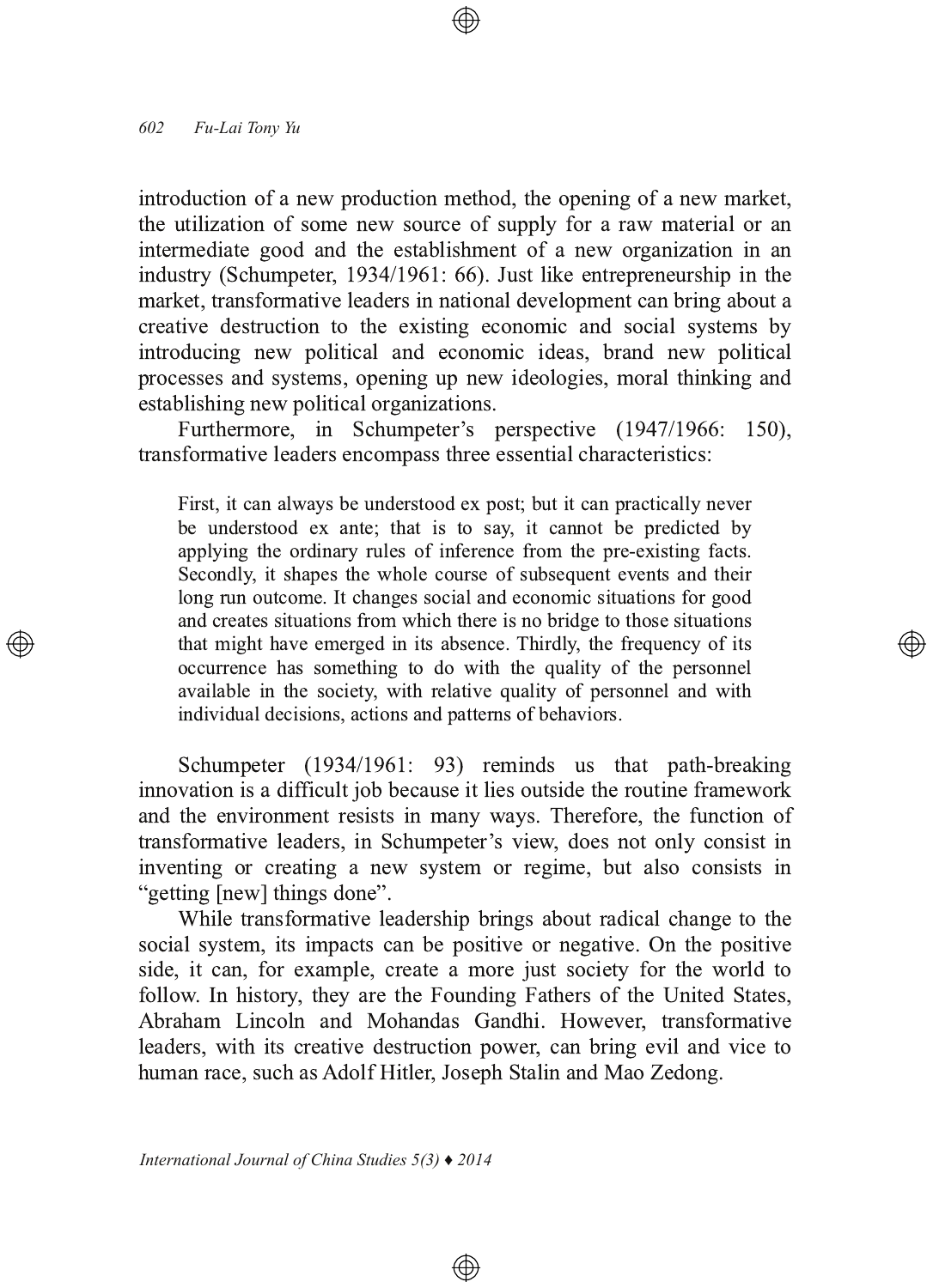introduction of a new production method, the opening of a new market, the utilization of some new source of supply for a raw material or an intermediate good and the establishment of a new organization in an industry (Schumpeter, 1934/1961: 66). Just like entrepreneurship in the market, transformative leaders in national development can bring about a creative destruction to the existing economic and social systems by introducing new political and economic ideas, brand new political processes and systems, opening up new ideologies, moral thinking and establishing new political organizations.

Furthermore, in Schumpeter's perspective (1947/1966: 150), transformative leaders encompass three essential characteristics:

> First, it can always be understood ex post; but it can practically never be understood ex ante; that is to say, it cannot be predicted by applying the ordinary rules of inference from the pre-existing facts. Secondly, it shapes the whole course of subsequent events and their long run outcome. It changes social and economic situations for good and creates situations from which there is no bridge to those situations that might have emerged in its absence. Thirdly, the frequency of its occurrence has something to do with the quality of the personnel available in the society, with relative quality of personnel and with individual decisions, actions and patterns of behaviors.

Schumpeter (1934/1961: 93) reminds us that path-breaking innovation is a difficult job because it lies outside the routine framework and the environment resists in many ways. Therefore, the function of transformative leaders, in Schumpeter's view, does not only consist in inventing or creating a new system or regime, but also consists in "getting [new] things done".

While transformative leadership brings about radical change to the social system, its impacts can be positive or negative. On the positive side, it can, for example, create a more just society for the world to follow. In history, they are the Founding Fathers of the United States, Abraham Lincoln and Mohandas Gandhi. However, transformative leaders, with its creative destruction power, can bring evil and vice to human race, such as Adolf Hitler, Joseph Stalin and Mao Zedong.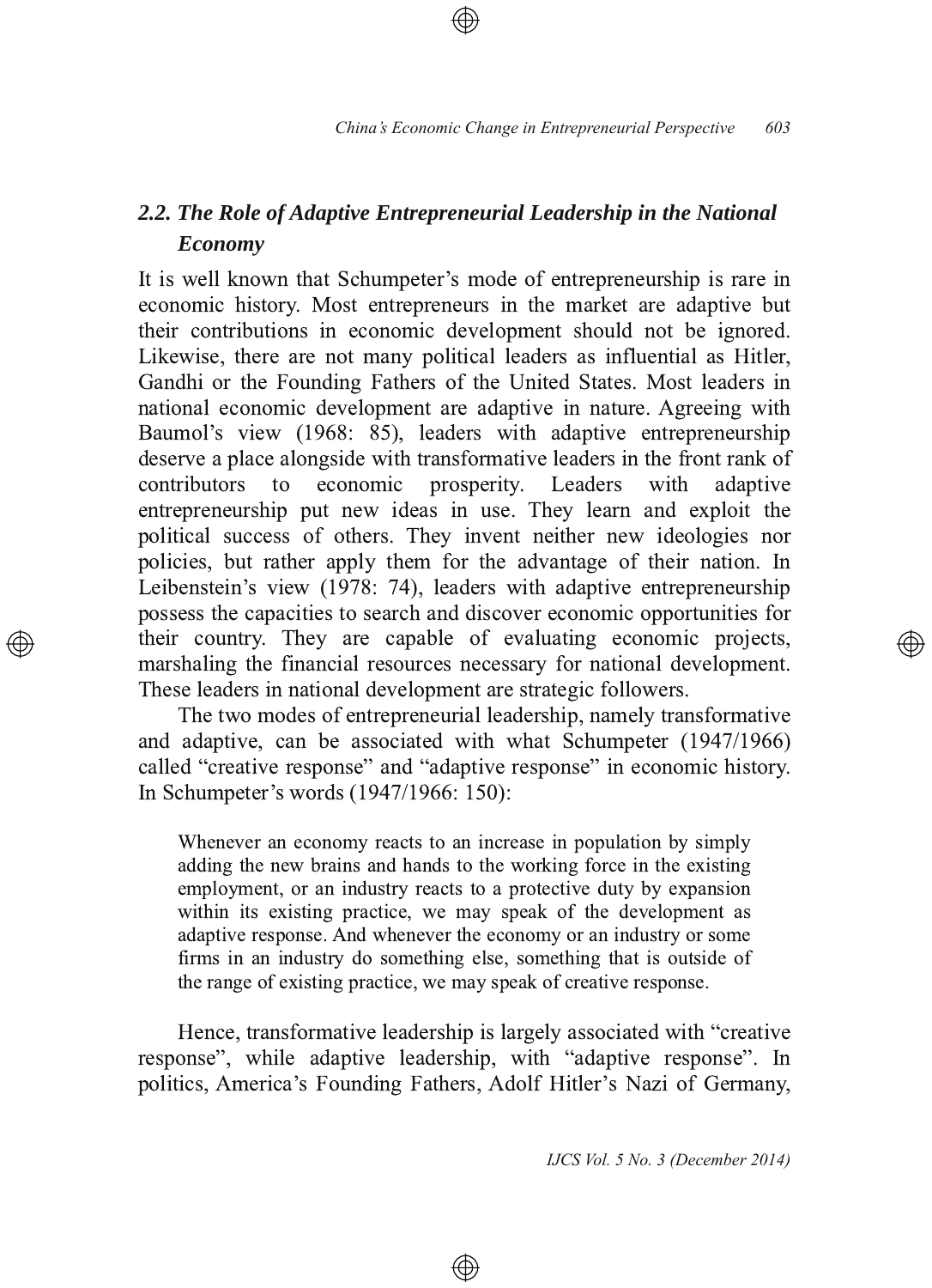## 2.2. *The Role of Adaptive Entrepreneurial Leadership in the National Economy*

It is well known that Schumpeter's mode of entrepreneurship is rare in economic history. Most entrepreneurs in the market are adaptive but their contributions in economic development should not be ignored. Likewise, there are not many political leaders as influential as Hitler, Gandhi or the Founding Fathers of the United States. Most leaders in national economic development are adaptive in nature. Agreeing with Baumol's view (1968: 85), leaders with adaptive entrepreneurship deserve a place alongside with transformative leaders in the front rank of contributors to economic prosperity. Leaders with adaptive entrepreneurship put new ideas in use. They learn and exploit the political success of others. They invent neither new ideologies nor policies, but rather apply them for the advantage of their nation. In Leibenstein's view (1978: 74), leaders with adaptive entrepreneurship possess the capacities to search and discover economic opportunities for their country. They are capable of evaluating economic projects, marshaling the financial resources necessary for national development. These leaders in national development are strategic followers.

The two modes of entrepreneurial leadership, namely transformative and adaptive, can be associated with what Schumpeter (1947/1966) called "creative response" and "adaptive response" in economic history. In Schumpeter's words (1947/1966: 150):

> Whenever an economy reacts to an increase in population by simply adding the new brains and hands to the working force in the existing employment, or an industry reacts to a protective duty by expansion within its existing practice, we may speak of the development as adaptive response. And whenever the economy or an industry or some firms in an industry do something else, something that is outside of the range of existing practice, we may speak of creative response.

Hence, transformative leadership is largely associated with "creative response", while adaptive leadership, with "adaptive response". In politics, America's Founding Fathers, Adolf Hitler's Nazi of Germany,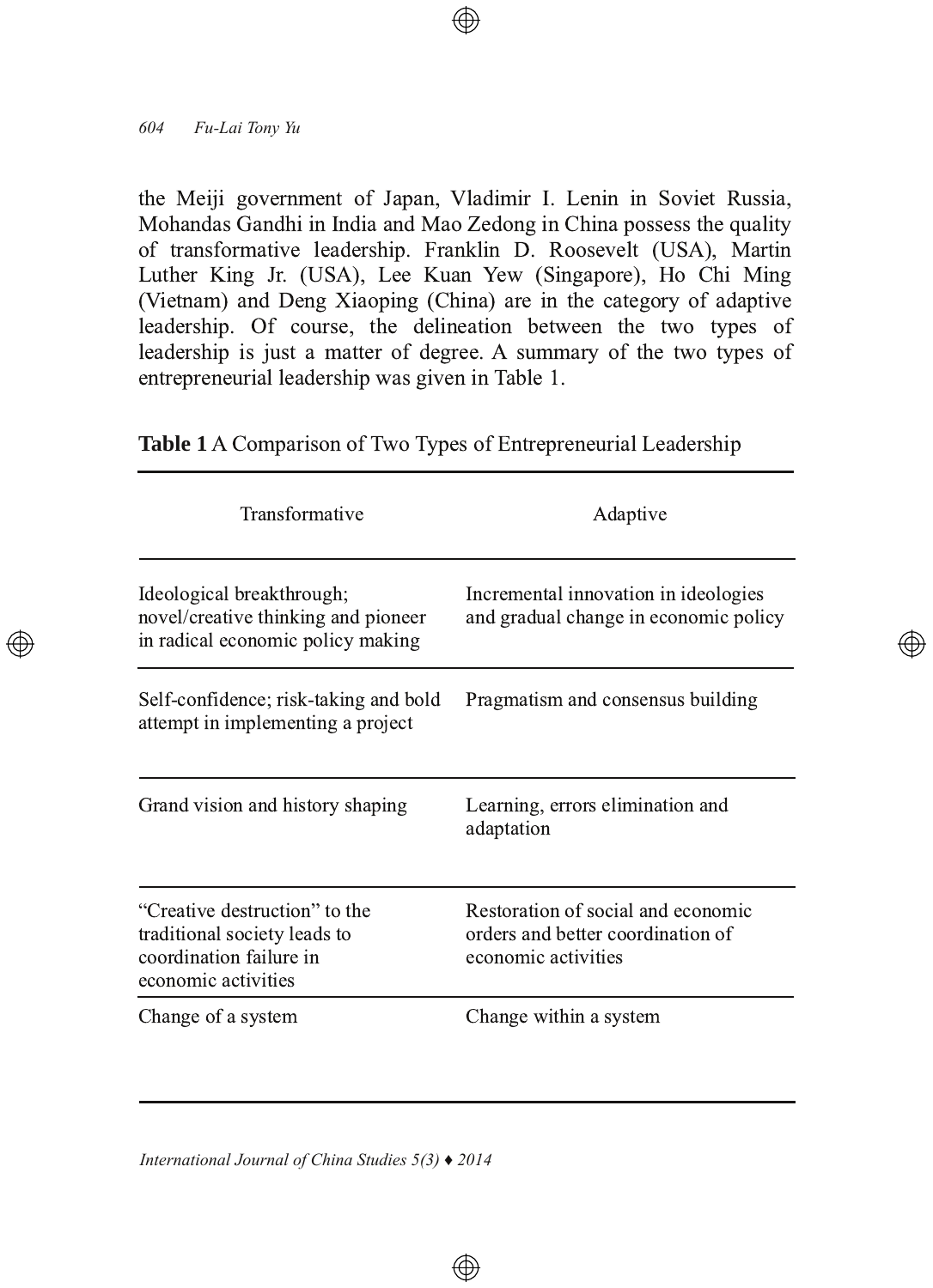the Meiji government of Japan, Vladimir I. Lenin in Soviet Russia, Mohandas Gandhi in India and Mao Zedong in China possess the quality of transformative leadership. Franklin D. Roosevelt (USA), Martin Luther King Jr. (USA), Lee Kuan Yew (Singapore), Ho Chi Ming (Vietnam) and Deng Xiaoping (China) are in the category of adaptive leadership. Of course, the delineation between the two types of leadership is just a matter of degree. A summary of the two types of entrepreneurial leadership was given in Table 1.

**Table 1** A Comparison of Two Types of Entrepreneurial Leadership

| Transformative | Adaptive |
|---|---|
| Ideological breakthrough; novel/creative thinking and pioneer in radical economic policy making | Incremental innovation in ideologies and gradual change in economic policy |
| Self-confidence; risk-taking and bold attempt in implementing a project | Pragmatism and consensus building |
| Grand vision and history shaping | Learning, errors elimination and adaptation |
| "Creative destruction" to the traditional society leads to coordination failure in economic activities | Restoration of social and economic orders and better coordination of economic activities |
| Change of a system | Change within a system |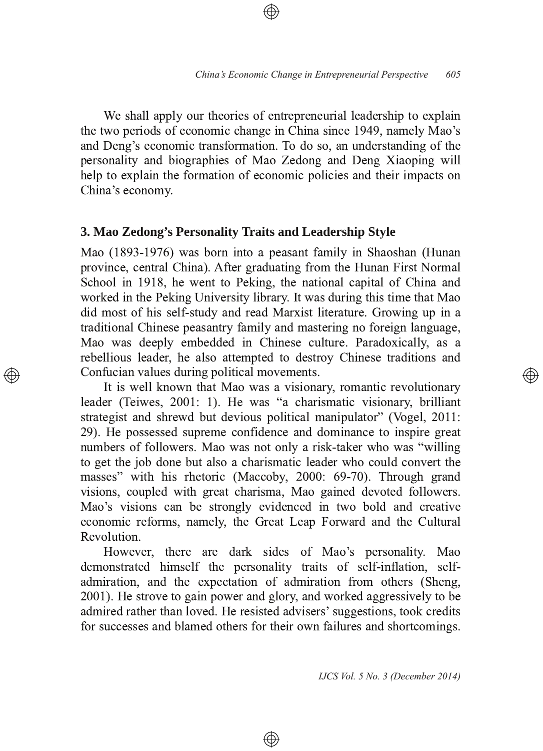We shall apply our theories of entrepreneurial leadership to explain the two periods of economic change in China since 1949, namely Mao's and Deng's economic transformation. To do so, an understanding of the personality and biographies of Mao Zedong and Deng Xiaoping will help to explain the formation of economic policies and their impacts on China's economy.

## 3. Mao Zedong's Personality Traits and Leadership Style

Mao (1893-1976) was born into a peasant family in Shaoshan (Hunan province, central China). After graduating from the Hunan First Normal School in 1918, he went to Peking, the national capital of China and worked in the Peking University library. It was during this time that Mao did most of his self-study and read Marxist literature. Growing up in a traditional Chinese peasantry family and mastering no foreign language, Mao was deeply embedded in Chinese culture. Paradoxically, as a rebellious leader, he also attempted to destroy Chinese traditions and Confucian values during political movements.

It is well known that Mao was a visionary, romantic revolutionary leader (Teiwes, 2001: 1). He was "a charismatic visionary, brilliant strategist and shrewd but devious political manipulator" (Vogel, 2011: 29). He possessed supreme confidence and dominance to inspire great numbers of followers. Mao was not only a risk-taker who was "willing to get the job done but also a charismatic leader who could convert the masses" with his rhetoric (Maccoby, 2000: 69-70). Through grand visions, coupled with great charisma, Mao gained devoted followers. Mao's visions can be strongly evidenced in two bold and creative economic reforms, namely, the Great Leap Forward and the Cultural Revolution.

However, there are dark sides of Mao's personality. Mao demonstrated himself the personality traits of self-inflation, self-admiration, and the expectation of admiration from others (Sheng, 2001). He strove to gain power and glory, and worked aggressively to be admired rather than loved. He resisted advisers' suggestions, took credits for successes and blamed others for their own failures and shortcomings.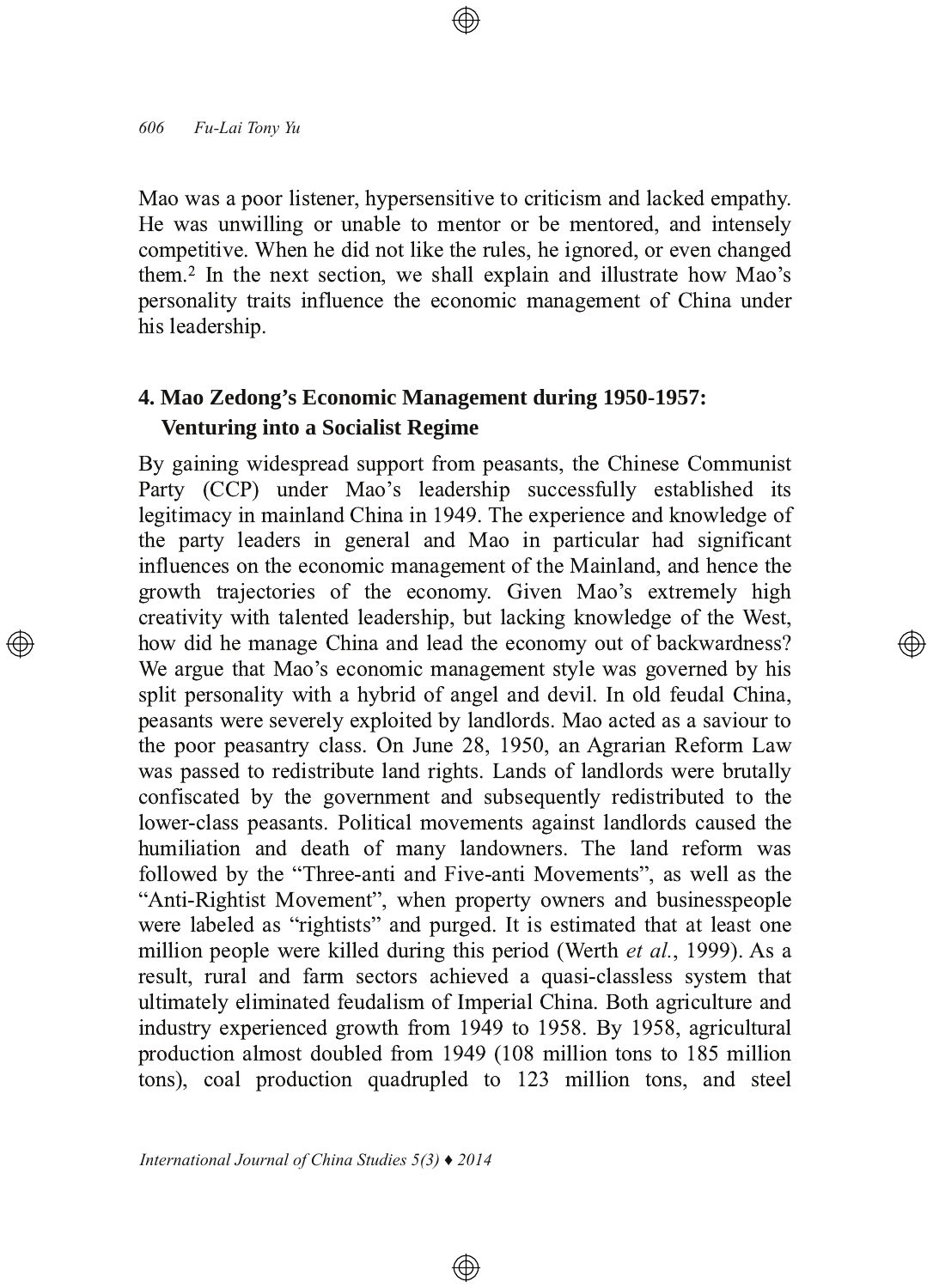Mao was a poor listener, hypersensitive to criticism and lacked empathy. He was unwilling or unable to mentor or be mentored, and intensely competitive. When he did not like the rules, he ignored, or even changed them.[2] In the next section, we shall explain and illustrate how Mao's personality traits influence the economic management of China under his leadership.

## 4. Mao Zedong's Economic Management during 1950-1957: Venturing into a Socialist Regime

By gaining widespread support from peasants, the Chinese Communist Party (CCP) under Mao's leadership successfully established its legitimacy in mainland China in 1949. The experience and knowledge of the party leaders in general and Mao in particular had significant influences on the economic management of the Mainland, and hence the growth trajectories of the economy. Given Mao's extremely high creativity with talented leadership, but lacking knowledge of the West, how did he manage China and lead the economy out of backwardness? We argue that Mao's economic management style was governed by his split personality with a hybrid of angel and devil. In old feudal China, peasants were severely exploited by landlords. Mao acted as a saviour to the poor peasantry class. On June 28, 1950, an Agrarian Reform Law was passed to redistribute land rights. Lands of landlords were brutally confiscated by the government and subsequently redistributed to the lower-class peasants. Political movements against landlords caused the humiliation and death of many landowners. The land reform was followed by the "Three-anti and Five-anti Movements", as well as the "Anti-Rightist Movement", when property owners and businesspeople were labeled as "rightists" and purged. It is estimated that at least one million people were killed during this period (Werth *et al.*, 1999). As a result, rural and farm sectors achieved a quasi-classless system that ultimately eliminated feudalism of Imperial China. Both agriculture and industry experienced growth from 1949 to 1958. By 1958, agricultural production almost doubled from 1949 (108 million tons to 185 million tons), coal production quadrupled to 123 million tons, and steel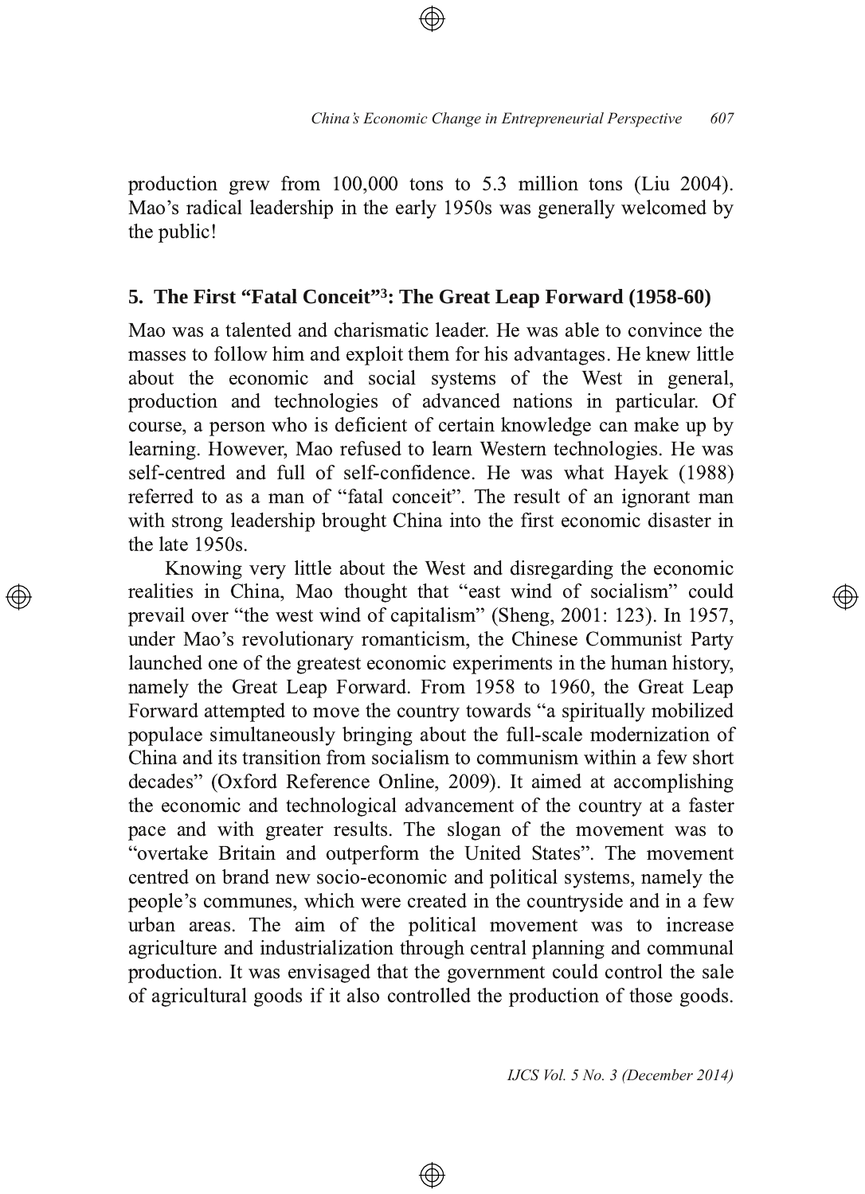production grew from 100,000 tons to 5.3 million tons (Liu 2004). Mao's radical leadership in the early 1950s was generally welcomed by the public!

## 5. The First "Fatal Conceit"[3]: The Great Leap Forward (1958-60)

Mao was a talented and charismatic leader. He was able to convince the masses to follow him and exploit them for his advantages. He knew little about the economic and social systems of the West in general, production and technologies of advanced nations in particular. Of course, a person who is deficient of certain knowledge can make up by learning. However, Mao refused to learn Western technologies. He was self-centred and full of self-confidence. He was what Hayek (1988) referred to as a man of "fatal conceit". The result of an ignorant man with strong leadership brought China into the first economic disaster in the late 1950s.

Knowing very little about the West and disregarding the economic realities in China, Mao thought that "east wind of socialism" could prevail over "the west wind of capitalism" (Sheng, 2001: 123). In 1957, under Mao's revolutionary romanticism, the Chinese Communist Party launched one of the greatest economic experiments in the human history, namely the Great Leap Forward. From 1958 to 1960, the Great Leap Forward attempted to move the country towards "a spiritually mobilized populace simultaneously bringing about the full-scale modernization of China and its transition from socialism to communism within a few short decades" (Oxford Reference Online, 2009). It aimed at accomplishing the economic and technological advancement of the country at a faster pace and with greater results. The slogan of the movement was to "overtake Britain and outperform the United States". The movement centred on brand new socio-economic and political systems, namely the people's communes, which were created in the countryside and in a few urban areas. The aim of the political movement was to increase agriculture and industrialization through central planning and communal production. It was envisaged that the government could control the sale of agricultural goods if it also controlled the production of those goods.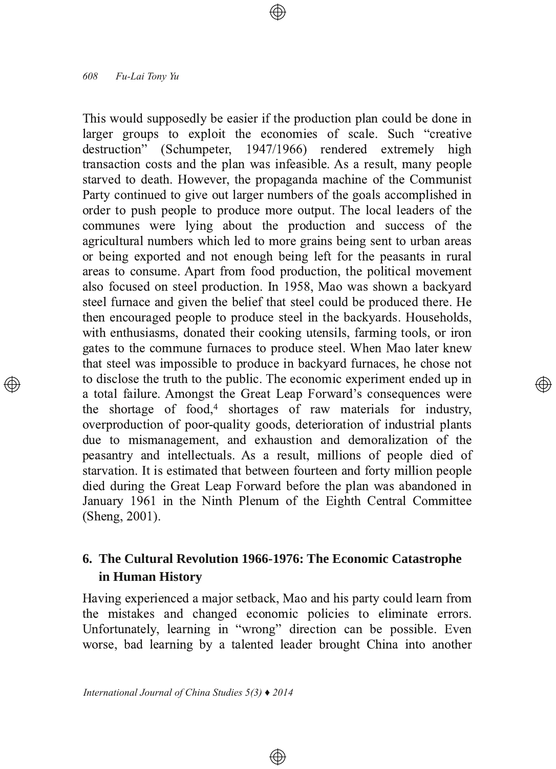This would supposedly be easier if the production plan could be done in larger groups to exploit the economies of scale. Such "creative destruction" (Schumpeter, 1947/1966) rendered extremely high transaction costs and the plan was infeasible. As a result, many people starved to death. However, the propaganda machine of the Communist Party continued to give out larger numbers of the goals accomplished in order to push people to produce more output. The local leaders of the communes were lying about the production and success of the agricultural numbers which led to more grains being sent to urban areas or being exported and not enough being left for the peasants in rural areas to consume. Apart from food production, the political movement also focused on steel production. In 1958, Mao was shown a backyard steel furnace and given the belief that steel could be produced there. He then encouraged people to produce steel in the backyards. Households, with enthusiasms, donated their cooking utensils, farming tools, or iron gates to the commune furnaces to produce steel. When Mao later knew that steel was impossible to produce in backyard furnaces, he chose not to disclose the truth to the public. The economic experiment ended up in a total failure. Amongst the Great Leap Forward's consequences were the shortage of food,[4] shortages of raw materials for industry, overproduction of poor-quality goods, deterioration of industrial plants due to mismanagement, and exhaustion and demoralization of the peasantry and intellectuals. As a result, millions of people died of starvation. It is estimated that between fourteen and forty million people died during the Great Leap Forward before the plan was abandoned in January 1961 in the Ninth Plenum of the Eighth Central Committee (Sheng, 2001).

## 6. The Cultural Revolution 1966-1976: The Economic Catastrophe in Human History

Having experienced a major setback, Mao and his party could learn from the mistakes and changed economic policies to eliminate errors. Unfortunately, learning in "wrong" direction can be possible. Even worse, bad learning by a talented leader brought China into another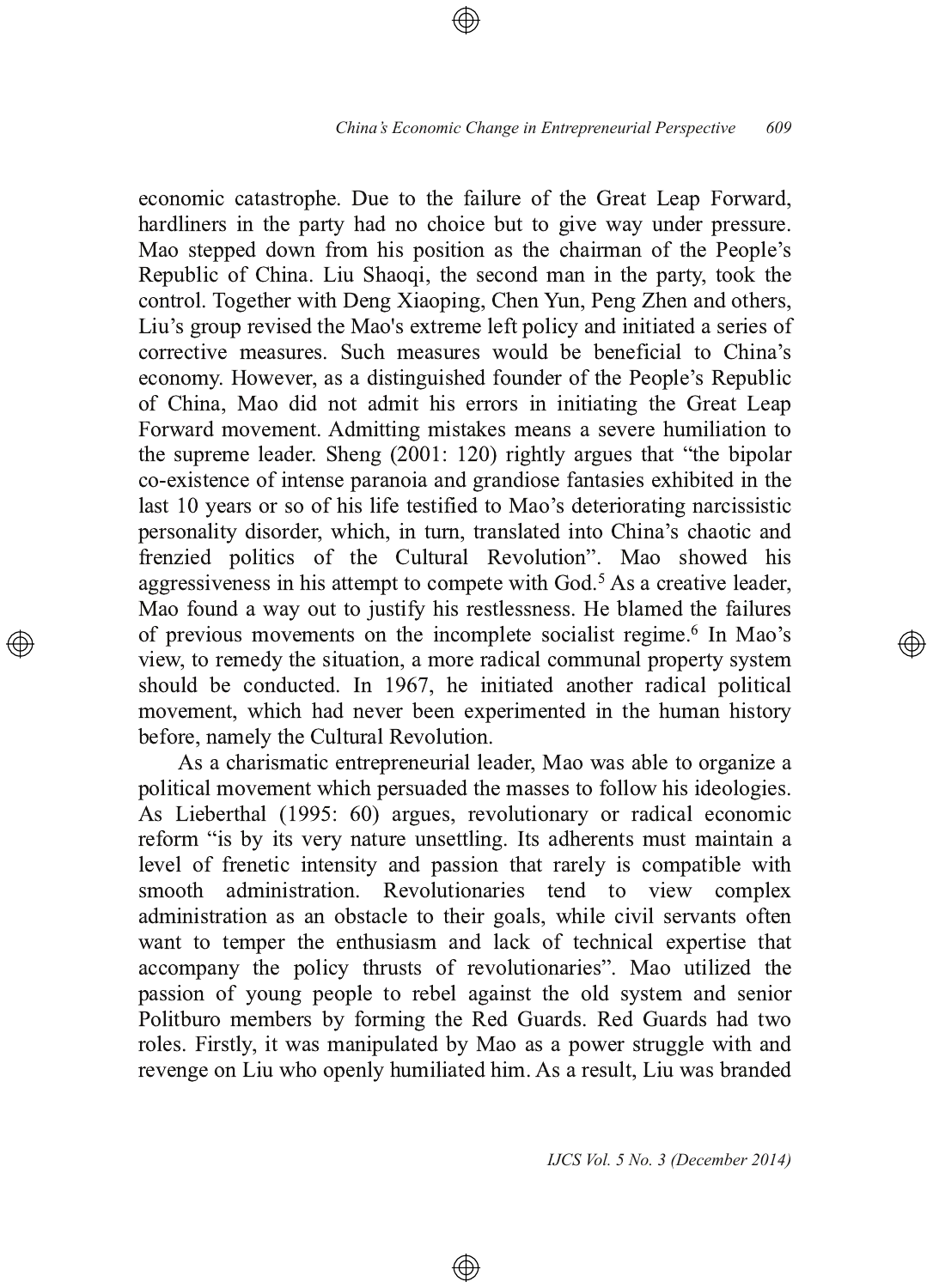economic catastrophe. Due to the failure of the Great Leap Forward, hardliners in the party had no choice but to give way under pressure. Mao stepped down from his position as the chairman of the People's Republic of China. Liu Shaoqi, the second man in the party, took the control. Together with Deng Xiaoping, Chen Yun, Peng Zhen and others, Liu's group revised the Mao's extreme left policy and initiated a series of corrective measures. Such measures would be beneficial to China's economy. However, as a distinguished founder of the People's Republic of China, Mao did not admit his errors in initiating the Great Leap Forward movement. Admitting mistakes means a severe humiliation to the supreme leader. Sheng (2001: 120) rightly argues that "the bipolar co-existence of intense paranoia and grandiose fantasies exhibited in the last 10 years or so of his life testified to Mao's deteriorating narcissistic personality disorder, which, in turn, translated into China's chaotic and frenzied politics of the Cultural Revolution". Mao showed his aggressiveness in his attempt to compete with God.[5] As a creative leader, Mao found a way out to justify his restlessness. He blamed the failures of previous movements on the incomplete socialist regime.[6] In Mao's view, to remedy the situation, a more radical communal property system should be conducted. In 1967, he initiated another radical political movement, which had never been experimented in the human history before, namely the Cultural Revolution.

As a charismatic entrepreneurial leader, Mao was able to organize a political movement which persuaded the masses to follow his ideologies. As Lieberthal (1995: 60) argues, revolutionary or radical economic reform "is by its very nature unsettling. Its adherents must maintain a level of frenetic intensity and passion that rarely is compatible with smooth administration. Revolutionaries tend to view complex administration as an obstacle to their goals, while civil servants often want to temper the enthusiasm and lack of technical expertise that accompany the policy thrusts of revolutionaries". Mao utilized the passion of young people to rebel against the old system and senior Politburo members by forming the Red Guards. Red Guards had two roles. Firstly, it was manipulated by Mao as a power struggle with and revenge on Liu who openly humiliated him. As a result, Liu was branded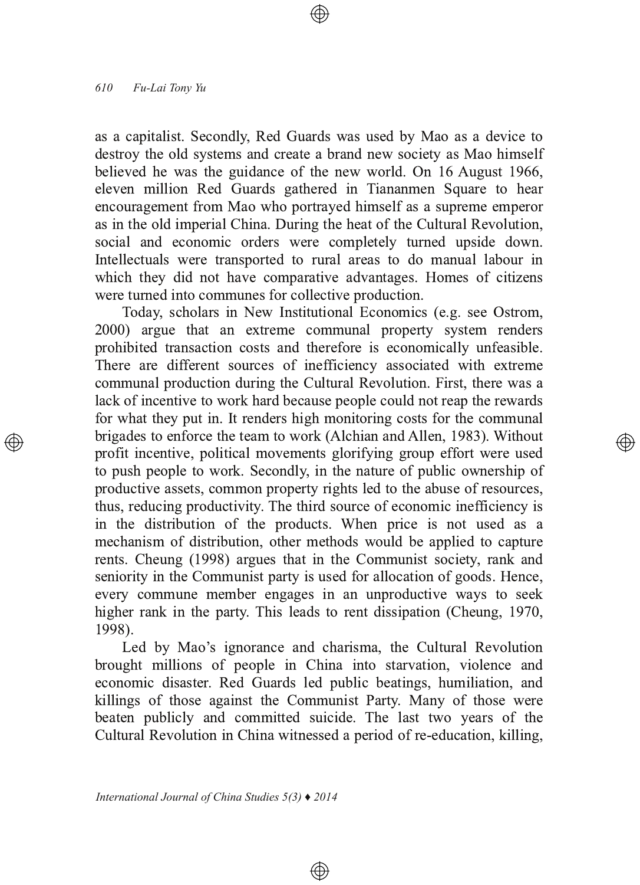as a capitalist. Secondly, Red Guards was used by Mao as a device to destroy the old systems and create a brand new society as Mao himself believed he was the guidance of the new world. On 16 August 1966, eleven million Red Guards gathered in Tiananmen Square to hear encouragement from Mao who portrayed himself as a supreme emperor as in the old imperial China. During the heat of the Cultural Revolution, social and economic orders were completely turned upside down. Intellectuals were transported to rural areas to do manual labour in which they did not have comparative advantages. Homes of citizens were turned into communes for collective production.

Today, scholars in New Institutional Economics (e.g. see Ostrom, 2000) argue that an extreme communal property system renders prohibited transaction costs and therefore is economically unfeasible. There are different sources of inefficiency associated with extreme communal production during the Cultural Revolution. First, there was a lack of incentive to work hard because people could not reap the rewards for what they put in. It renders high monitoring costs for the communal brigades to enforce the team to work (Alchian and Allen, 1983). Without profit incentive, political movements glorifying group effort were used to push people to work. Secondly, in the nature of public ownership of productive assets, common property rights led to the abuse of resources, thus, reducing productivity. The third source of economic inefficiency is in the distribution of the products. When price is not used as a mechanism of distribution, other methods would be applied to capture rents. Cheung (1998) argues that in the Communist society, rank and seniority in the Communist party is used for allocation of goods. Hence, every commune member engages in an unproductive ways to seek higher rank in the party. This leads to rent dissipation (Cheung, 1970, 1998).

Led by Mao's ignorance and charisma, the Cultural Revolution brought millions of people in China into starvation, violence and economic disaster. Red Guards led public beatings, humiliation, and killings of those against the Communist Party. Many of those were beaten publicly and committed suicide. The last two years of the Cultural Revolution in China witnessed a period of re-education, killing,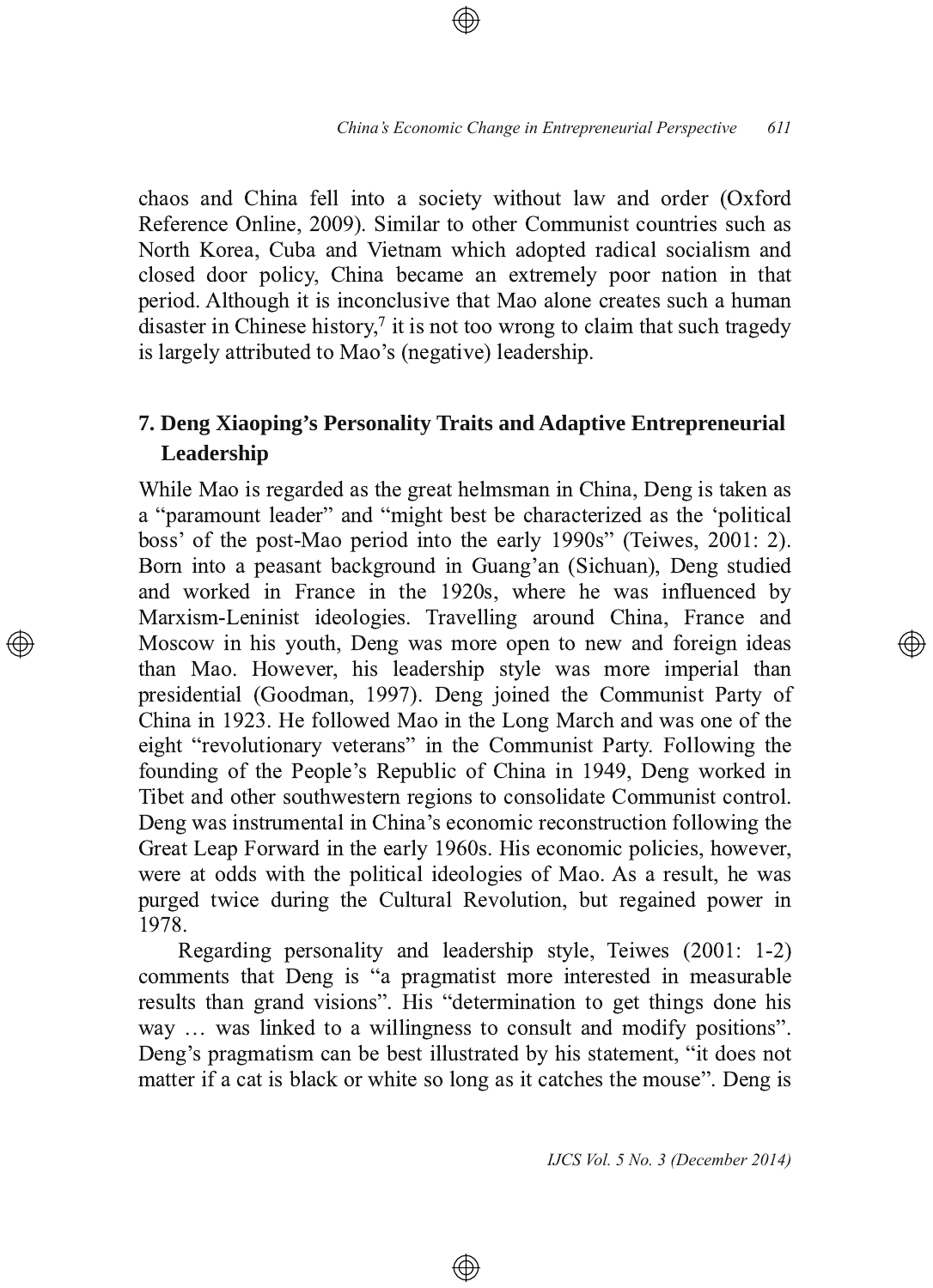chaos and China fell into a society without law and order (Oxford Reference Online, 2009). Similar to other Communist countries such as North Korea, Cuba and Vietnam which adopted radical socialism and closed door policy, China became an extremely poor nation in that period. Although it is inconclusive that Mao alone creates such a human disaster in Chinese history,[7] it is not too wrong to claim that such tragedy is largely attributed to Mao's (negative) leadership.

## 7. Deng Xiaoping's Personality Traits and Adaptive Entrepreneurial Leadership

While Mao is regarded as the great helmsman in China, Deng is taken as a "paramount leader" and "might best be characterized as the 'political boss' of the post-Mao period into the early 1990s" (Teiwes, 2001: 2). Born into a peasant background in Guang'an (Sichuan), Deng studied and worked in France in the 1920s, where he was influenced by Marxism-Leninist ideologies. Travelling around China, France and Moscow in his youth, Deng was more open to new and foreign ideas than Mao. However, his leadership style was more imperial than presidential (Goodman, 1997). Deng joined the Communist Party of China in 1923. He followed Mao in the Long March and was one of the eight "revolutionary veterans" in the Communist Party. Following the founding of the People's Republic of China in 1949, Deng worked in Tibet and other southwestern regions to consolidate Communist control. Deng was instrumental in China's economic reconstruction following the Great Leap Forward in the early 1960s. His economic policies, however, were at odds with the political ideologies of Mao. As a result, he was purged twice during the Cultural Revolution, but regained power in 1978.

Regarding personality and leadership style, Teiwes (2001: 1-2) comments that Deng is "a pragmatist more interested in measurable results than grand visions". His "determination to get things done his way … was linked to a willingness to consult and modify positions". Deng's pragmatism can be best illustrated by his statement, "it does not matter if a cat is black or white so long as it catches the mouse". Deng is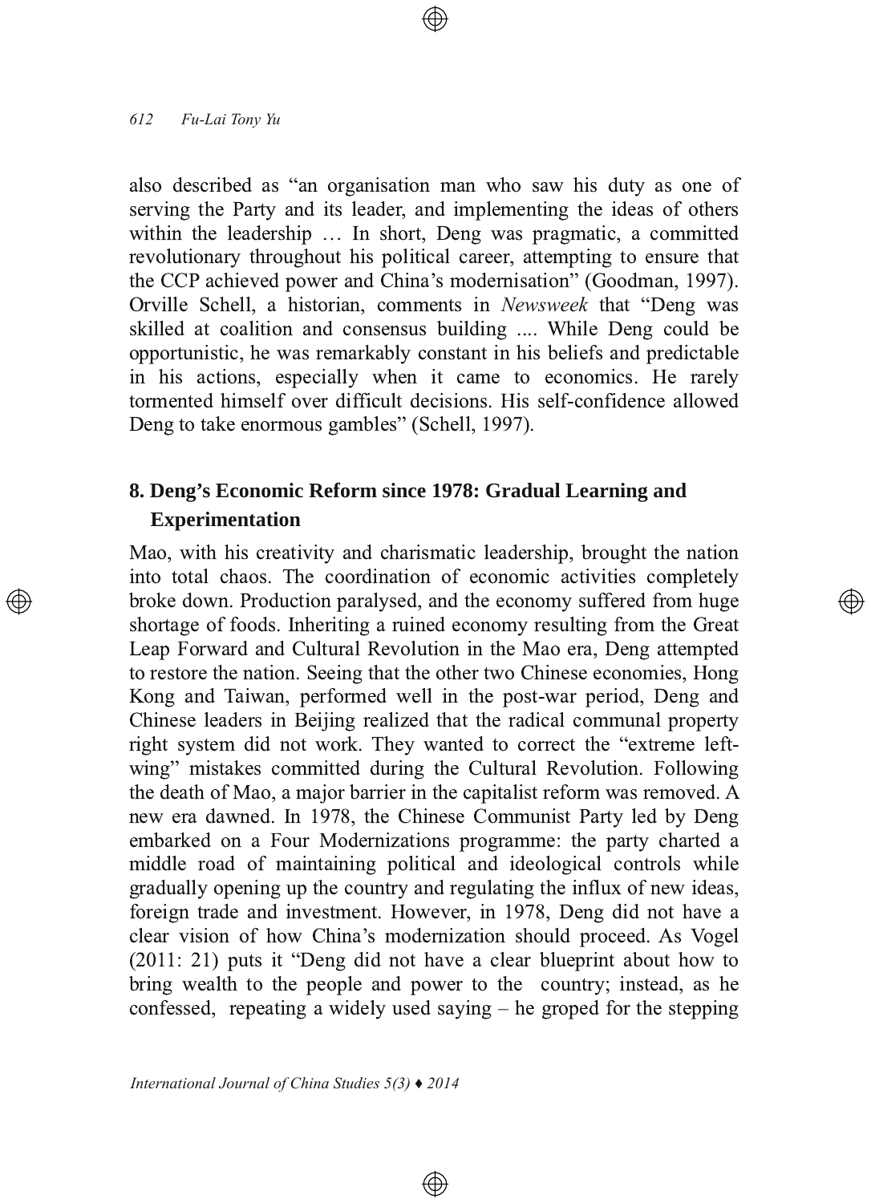also described as "an organisation man who saw his duty as one of serving the Party and its leader, and implementing the ideas of others within the leadership … In short, Deng was pragmatic, a committed revolutionary throughout his political career, attempting to ensure that the CCP achieved power and China's modernisation" (Goodman, 1997). Orville Schell, a historian, comments in *Newsweek* that "Deng was skilled at coalition and consensus building .... While Deng could be opportunistic, he was remarkably constant in his beliefs and predictable in his actions, especially when it came to economics. He rarely tormented himself over difficult decisions. His self-confidence allowed Deng to take enormous gambles" (Schell, 1997).

## 8. Deng's Economic Reform since 1978: Gradual Learning and Experimentation

Mao, with his creativity and charismatic leadership, brought the nation into total chaos. The coordination of economic activities completely broke down. Production paralysed, and the economy suffered from huge shortage of foods. Inheriting a ruined economy resulting from the Great Leap Forward and Cultural Revolution in the Mao era, Deng attempted to restore the nation. Seeing that the other two Chinese economies, Hong Kong and Taiwan, performed well in the post-war period, Deng and Chinese leaders in Beijing realized that the radical communal property right system did not work. They wanted to correct the "extreme left-wing" mistakes committed during the Cultural Revolution. Following the death of Mao, a major barrier in the capitalist reform was removed. A new era dawned. In 1978, the Chinese Communist Party led by Deng embarked on a Four Modernizations programme: the party charted a middle road of maintaining political and ideological controls while gradually opening up the country and regulating the influx of new ideas, foreign trade and investment. However, in 1978, Deng did not have a clear vision of how China's modernization should proceed. As Vogel (2011: 21) puts it "Deng did not have a clear blueprint about how to bring wealth to the people and power to the country; instead, as he confessed, repeating a widely used saying – he groped for the stepping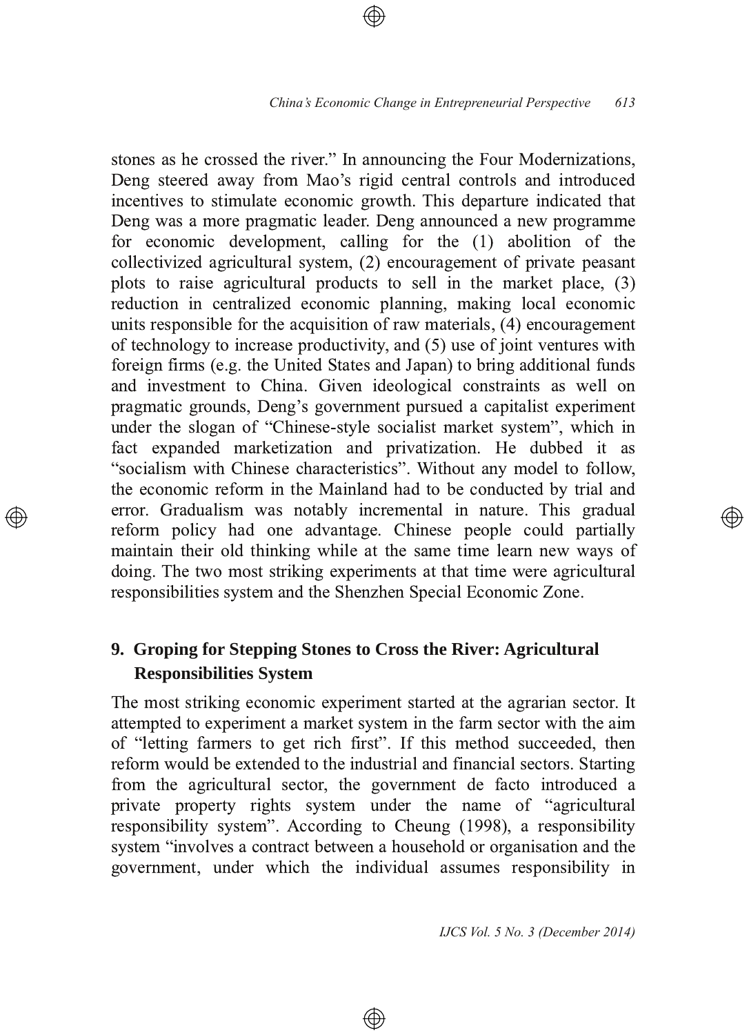stones as he crossed the river." In announcing the Four Modernizations, Deng steered away from Mao's rigid central controls and introduced incentives to stimulate economic growth. This departure indicated that Deng was a more pragmatic leader. Deng announced a new programme for economic development, calling for the (1) abolition of the collectivized agricultural system, (2) encouragement of private peasant plots to raise agricultural products to sell in the market place, (3) reduction in centralized economic planning, making local economic units responsible for the acquisition of raw materials, (4) encouragement of technology to increase productivity, and (5) use of joint ventures with foreign firms (e.g. the United States and Japan) to bring additional funds and investment to China. Given ideological constraints as well on pragmatic grounds, Deng's government pursued a capitalist experiment under the slogan of "Chinese-style socialist market system", which in fact expanded marketization and privatization. He dubbed it as "socialism with Chinese characteristics". Without any model to follow, the economic reform in the Mainland had to be conducted by trial and error. Gradualism was notably incremental in nature. This gradual reform policy had one advantage. Chinese people could partially maintain their old thinking while at the same time learn new ways of doing. The two most striking experiments at that time were agricultural responsibilities system and the Shenzhen Special Economic Zone.

## 9. Groping for Stepping Stones to Cross the River: Agricultural Responsibilities System

The most striking economic experiment started at the agrarian sector. It attempted to experiment a market system in the farm sector with the aim of "letting farmers to get rich first". If this method succeeded, then reform would be extended to the industrial and financial sectors. Starting from the agricultural sector, the government de facto introduced a private property rights system under the name of "agricultural responsibility system". According to Cheung (1998), a responsibility system "involves a contract between a household or organisation and the government, under which the individual assumes responsibility in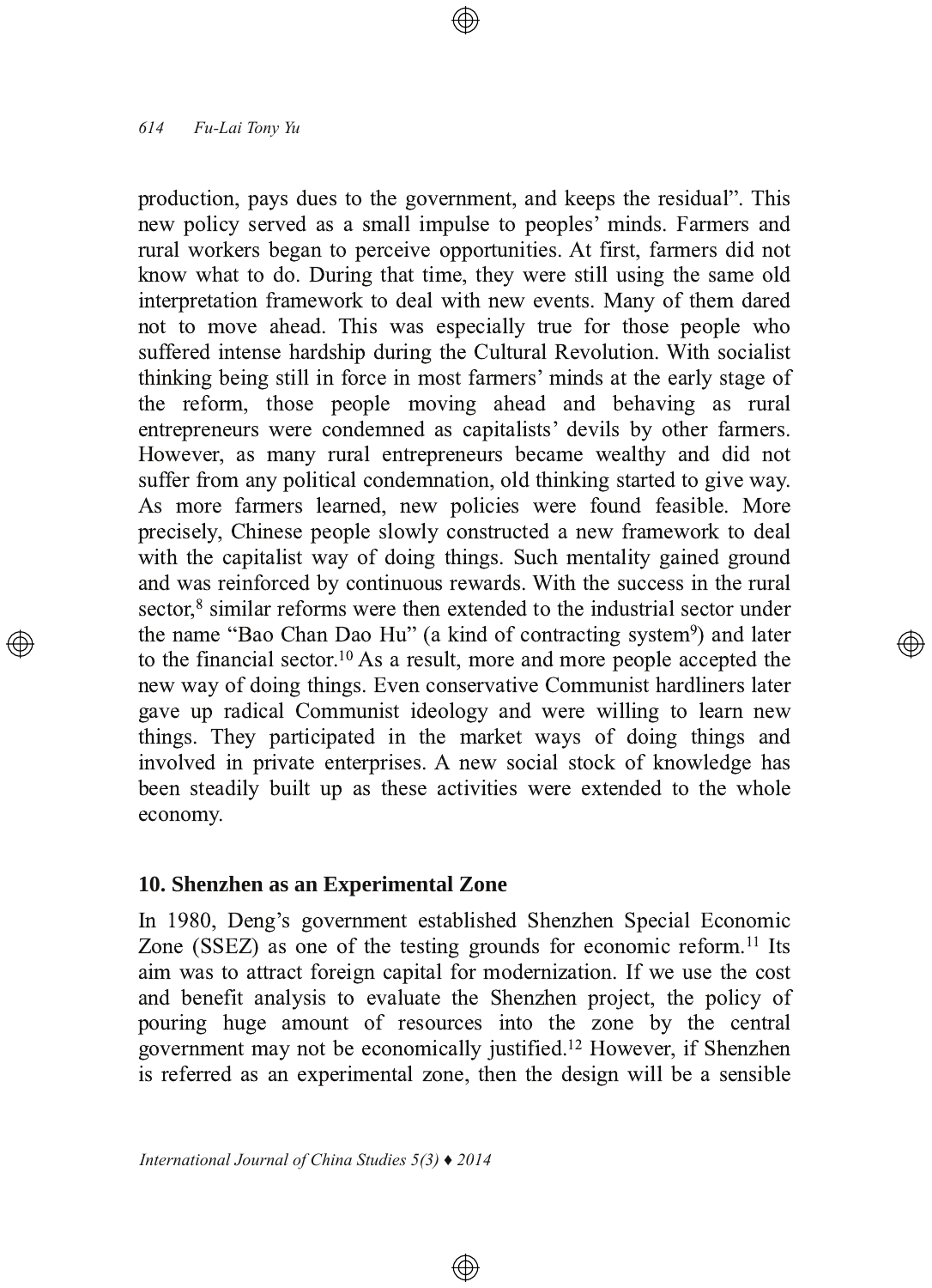production, pays dues to the government, and keeps the residual". This new policy served as a small impulse to peoples' minds. Farmers and rural workers began to perceive opportunities. At first, farmers did not know what to do. During that time, they were still using the same old interpretation framework to deal with new events. Many of them dared not to move ahead. This was especially true for those people who suffered intense hardship during the Cultural Revolution. With socialist thinking being still in force in most farmers' minds at the early stage of the reform, those people moving ahead and behaving as rural entrepreneurs were condemned as capitalists' devils by other farmers. However, as many rural entrepreneurs became wealthy and did not suffer from any political condemnation, old thinking started to give way. As more farmers learned, new policies were found feasible. More precisely, Chinese people slowly constructed a new framework to deal with the capitalist way of doing things. Such mentality gained ground and was reinforced by continuous rewards. With the success in the rural sector,[8] similar reforms were then extended to the industrial sector under the name "Bao Chan Dao Hu" (a kind of contracting system[9]) and later to the financial sector.[10] As a result, more and more people accepted the new way of doing things. Even conservative Communist hardliners later gave up radical Communist ideology and were willing to learn new things. They participated in the market ways of doing things and involved in private enterprises. A new social stock of knowledge has been steadily built up as these activities were extended to the whole economy.

## 10. Shenzhen as an Experimental Zone

In 1980, Deng's government established Shenzhen Special Economic Zone (SSEZ) as one of the testing grounds for economic reform.[11] Its aim was to attract foreign capital for modernization. If we use the cost and benefit analysis to evaluate the Shenzhen project, the policy of pouring huge amount of resources into the zone by the central government may not be economically justified.[12] However, if Shenzhen is referred as an experimental zone, then the design will be a sensible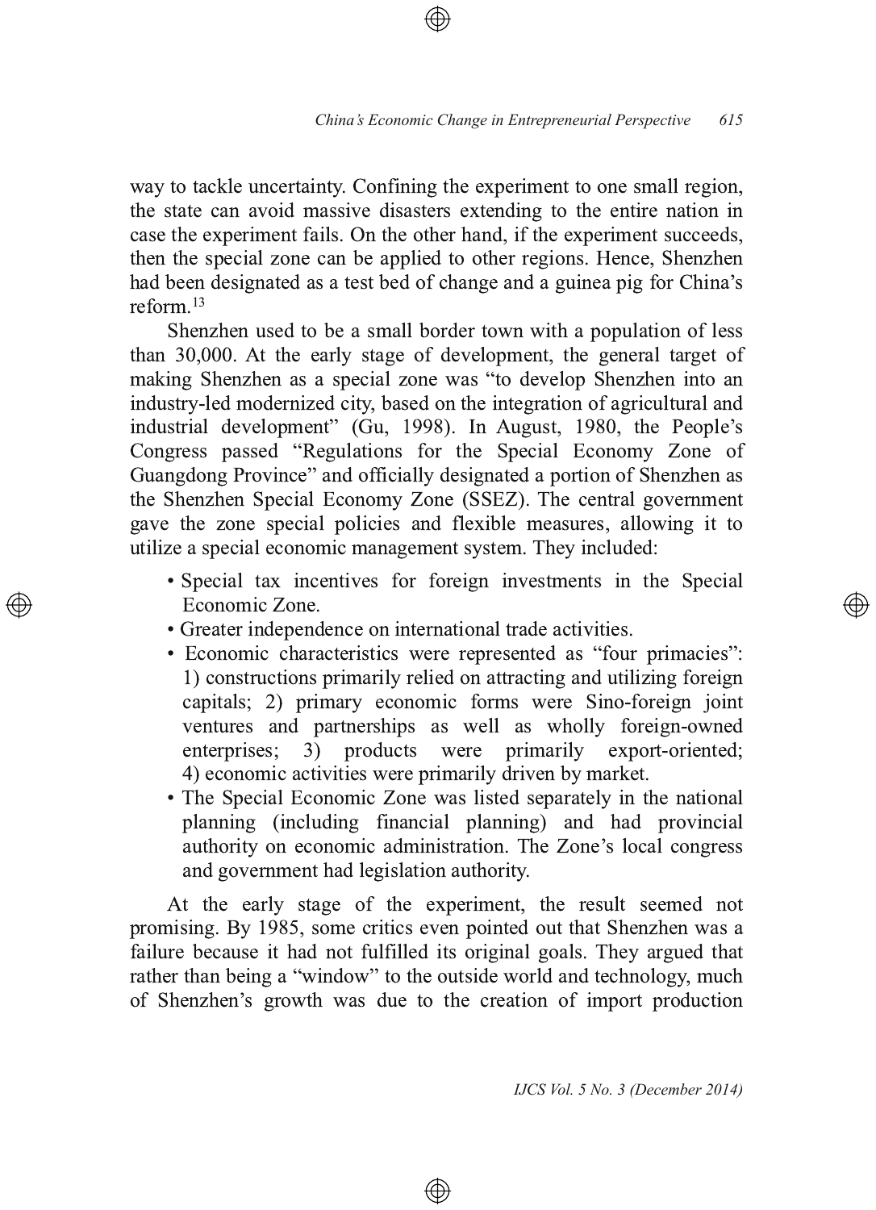way to tackle uncertainty. Confining the experiment to one small region, the state can avoid massive disasters extending to the entire nation in case the experiment fails. On the other hand, if the experiment succeeds, then the special zone can be applied to other regions. Hence, Shenzhen had been designated as a test bed of change and a guinea pig for China's reform.[13]

Shenzhen used to be a small border town with a population of less than 30,000. At the early stage of development, the general target of making Shenzhen as a special zone was "to develop Shenzhen into an industry-led modernized city, based on the integration of agricultural and industrial development" (Gu, 1998). In August, 1980, the People's Congress passed "Regulations for the Special Economy Zone of Guangdong Province" and officially designated a portion of Shenzhen as the Shenzhen Special Economy Zone (SSEZ). The central government gave the zone special policies and flexible measures, allowing it to utilize a special economic management system. They included:

- Special tax incentives for foreign investments in the Special Economic Zone.
- Greater independence on international trade activities.
- Economic characteristics were represented as "four primacies": 1) constructions primarily relied on attracting and utilizing foreign capitals; 2) primary economic forms were Sino-foreign joint ventures and partnerships as well as wholly foreign-owned enterprises; 3) products were primarily export-oriented; 4) economic activities were primarily driven by market.
- The Special Economic Zone was listed separately in the national planning (including financial planning) and had provincial authority on economic administration. The Zone's local congress and government had legislation authority.

At the early stage of the experiment, the result seemed not promising. By 1985, some critics even pointed out that Shenzhen was a failure because it had not fulfilled its original goals. They argued that rather than being a "window" to the outside world and technology, much of Shenzhen's growth was due to the creation of import production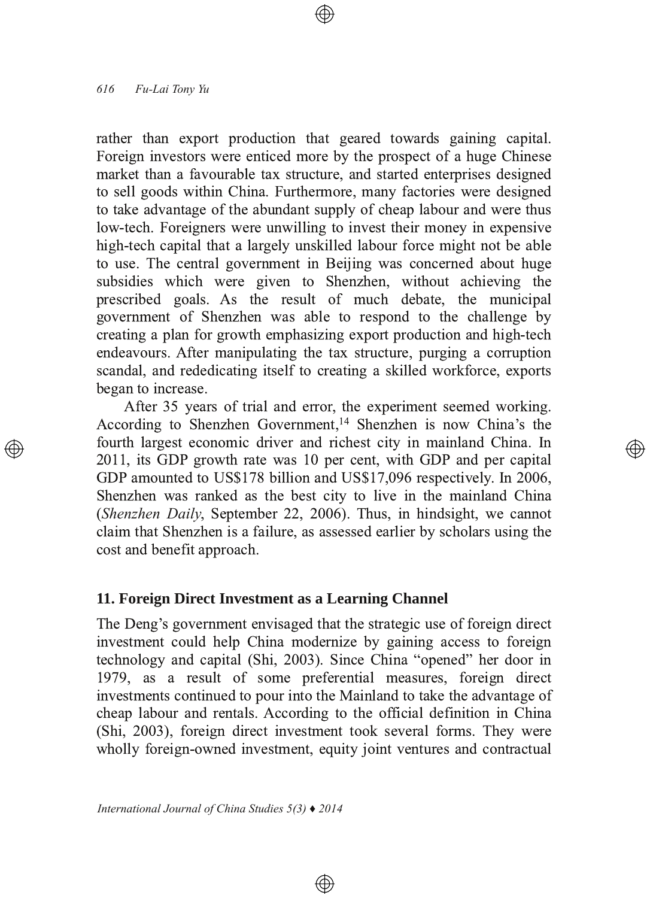rather than export production that geared towards gaining capital. Foreign investors were enticed more by the prospect of a huge Chinese market than a favourable tax structure, and started enterprises designed to sell goods within China. Furthermore, many factories were designed to take advantage of the abundant supply of cheap labour and were thus low-tech. Foreigners were unwilling to invest their money in expensive high-tech capital that a largely unskilled labour force might not be able to use. The central government in Beijing was concerned about huge subsidies which were given to Shenzhen, without achieving the prescribed goals. As the result of much debate, the municipal government of Shenzhen was able to respond to the challenge by creating a plan for growth emphasizing export production and high-tech endeavours. After manipulating the tax structure, purging a corruption scandal, and rededicating itself to creating a skilled workforce, exports began to increase.

After 35 years of trial and error, the experiment seemed working. According to Shenzhen Government,[14] Shenzhen is now China's the fourth largest economic driver and richest city in mainland China. In 2011, its GDP growth rate was 10 per cent, with GDP and per capital GDP amounted to US$178 billion and US$17,096 respectively. In 2006, Shenzhen was ranked as the best city to live in the mainland China (*Shenzhen Daily*, September 22, 2006). Thus, in hindsight, we cannot claim that Shenzhen is a failure, as assessed earlier by scholars using the cost and benefit approach.

## 11. Foreign Direct Investment as a Learning Channel

The Deng's government envisaged that the strategic use of foreign direct investment could help China modernize by gaining access to foreign technology and capital (Shi, 2003). Since China "opened" her door in 1979, as a result of some preferential measures, foreign direct investments continued to pour into the Mainland to take the advantage of cheap labour and rentals. According to the official definition in China (Shi, 2003), foreign direct investment took several forms. They were wholly foreign-owned investment, equity joint ventures and contractual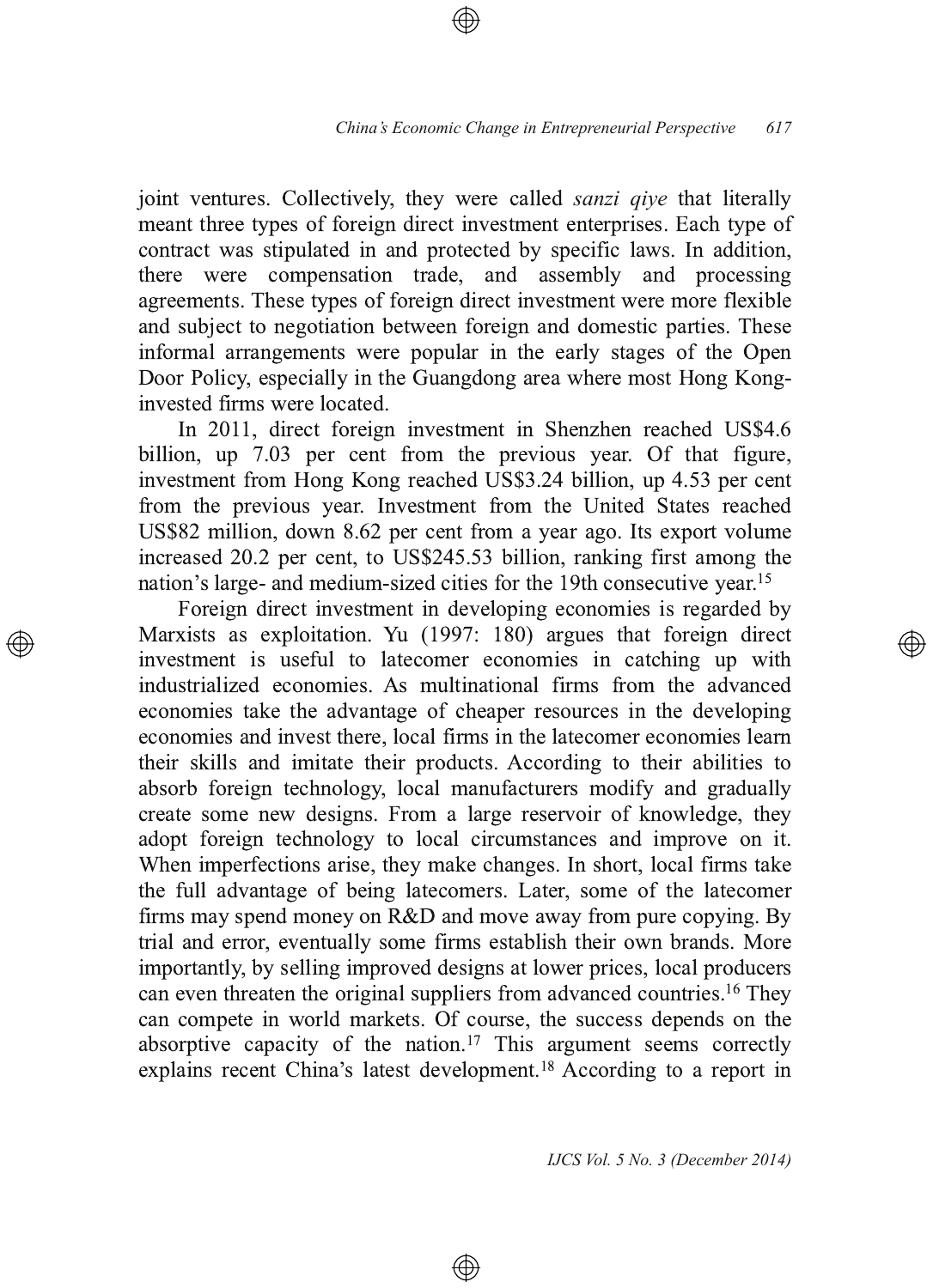joint ventures. Collectively, they were called *sanzi qiye* that literally meant three types of foreign direct investment enterprises. Each type of contract was stipulated in and protected by specific laws. In addition, there were compensation trade, and assembly and processing agreements. These types of foreign direct investment were more flexible and subject to negotiation between foreign and domestic parties. These informal arrangements were popular in the early stages of the Open Door Policy, especially in the Guangdong area where most Hong Kong-invested firms were located.

In 2011, direct foreign investment in Shenzhen reached US$4.6 billion, up 7.03 per cent from the previous year. Of that figure, investment from Hong Kong reached US$3.24 billion, up 4.53 per cent from the previous year. Investment from the United States reached US$82 million, down 8.62 per cent from a year ago. Its export volume increased 20.2 per cent, to US$245.53 billion, ranking first among the nation's large- and medium-sized cities for the 19th consecutive year.[15]

Foreign direct investment in developing economies is regarded by Marxists as exploitation. Yu (1997: 180) argues that foreign direct investment is useful to latecomer economies in catching up with industrialized economies. As multinational firms from the advanced economies take the advantage of cheaper resources in the developing economies and invest there, local firms in the latecomer economies learn their skills and imitate their products. According to their abilities to absorb foreign technology, local manufacturers modify and gradually create some new designs. From a large reservoir of knowledge, they adopt foreign technology to local circumstances and improve on it. When imperfections arise, they make changes. In short, local firms take the full advantage of being latecomers. Later, some of the latecomer firms may spend money on R&D and move away from pure copying. By trial and error, eventually some firms establish their own brands. More importantly, by selling improved designs at lower prices, local producers can even threaten the original suppliers from advanced countries.[16] They can compete in world markets. Of course, the success depends on the absorptive capacity of the nation.[17] This argument seems correctly explains recent China's latest development.[18] According to a report in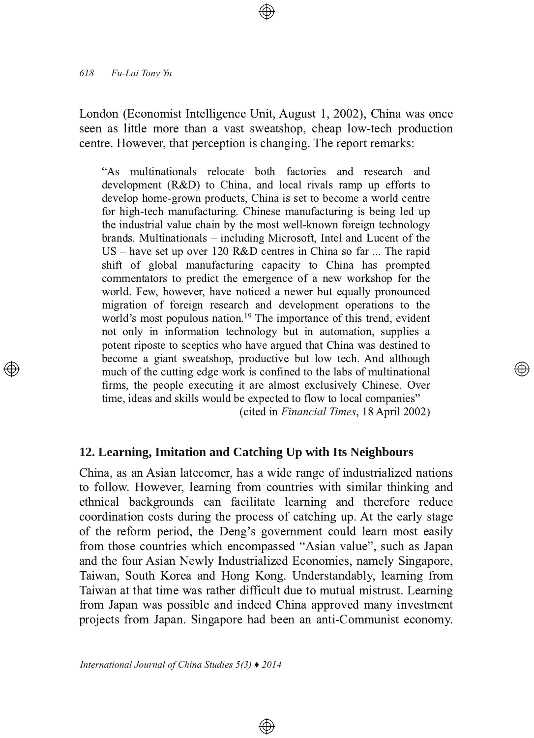London (Economist Intelligence Unit, August 1, 2002), China was once seen as little more than a vast sweatshop, cheap low-tech production centre. However, that perception is changing. The report remarks:

> "As multinationals relocate both factories and research and development (R&D) to China, and local rivals ramp up efforts to develop home-grown products, China is set to become a world centre for high-tech manufacturing. Chinese manufacturing is being led up the industrial value chain by the most well-known foreign technology brands. Multinationals – including Microsoft, Intel and Lucent of the US – have set up over 120 R&D centres in China so far ... The rapid shift of global manufacturing capacity to China has prompted commentators to predict the emergence of a new workshop for the world. Few, however, have noticed a newer but equally pronounced migration of foreign research and development operations to the world's most populous nation.[19] The importance of this trend, evident not only in information technology but in automation, supplies a potent riposte to sceptics who have argued that China was destined to become a giant sweatshop, productive but low tech. And although much of the cutting edge work is confined to the labs of multinational firms, the people executing it are almost exclusively Chinese. Over time, ideas and skills would be expected to flow to local companies"
>
> (cited in *Financial Times*, 18 April 2002)

## 12. Learning, Imitation and Catching Up with Its Neighbours

China, as an Asian latecomer, has a wide range of industrialized nations to follow. However, learning from countries with similar thinking and ethnical backgrounds can facilitate learning and therefore reduce coordination costs during the process of catching up. At the early stage of the reform period, the Deng's government could learn most easily from those countries which encompassed "Asian value", such as Japan and the four Asian Newly Industrialized Economies, namely Singapore, Taiwan, South Korea and Hong Kong. Understandably, learning from Taiwan at that time was rather difficult due to mutual mistrust. Learning from Japan was possible and indeed China approved many investment projects from Japan. Singapore had been an anti-Communist economy.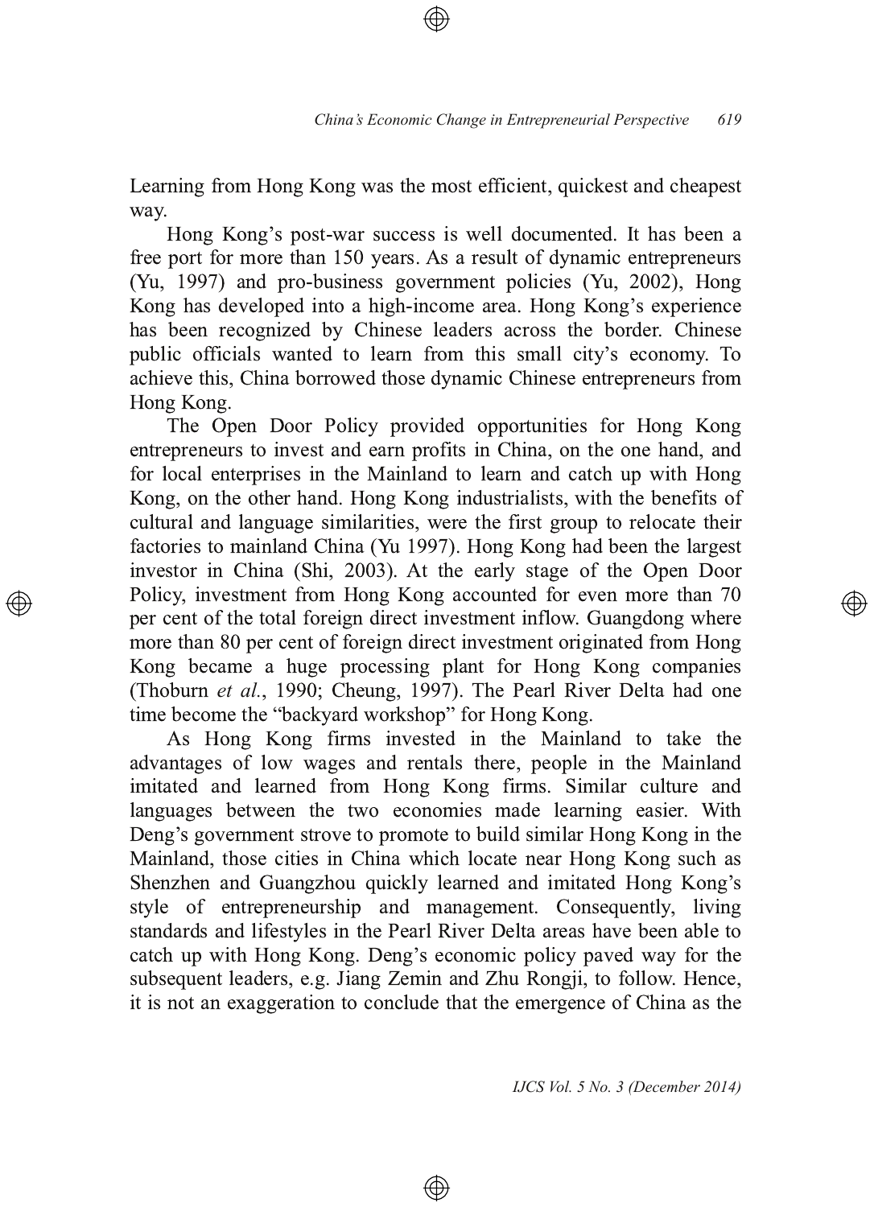Learning from Hong Kong was the most efficient, quickest and cheapest way.

Hong Kong's post-war success is well documented. It has been a free port for more than 150 years. As a result of dynamic entrepreneurs (Yu, 1997) and pro-business government policies (Yu, 2002), Hong Kong has developed into a high-income area. Hong Kong's experience has been recognized by Chinese leaders across the border. Chinese public officials wanted to learn from this small city's economy. To achieve this, China borrowed those dynamic Chinese entrepreneurs from Hong Kong.

The Open Door Policy provided opportunities for Hong Kong entrepreneurs to invest and earn profits in China, on the one hand, and for local enterprises in the Mainland to learn and catch up with Hong Kong, on the other hand. Hong Kong industrialists, with the benefits of cultural and language similarities, were the first group to relocate their factories to mainland China (Yu 1997). Hong Kong had been the largest investor in China (Shi, 2003). At the early stage of the Open Door Policy, investment from Hong Kong accounted for even more than 70 per cent of the total foreign direct investment inflow. Guangdong where more than 80 per cent of foreign direct investment originated from Hong Kong became a huge processing plant for Hong Kong companies (Thoburn *et al.*, 1990; Cheung, 1997). The Pearl River Delta had one time become the "backyard workshop" for Hong Kong.

As Hong Kong firms invested in the Mainland to take the advantages of low wages and rentals there, people in the Mainland imitated and learned from Hong Kong firms. Similar culture and languages between the two economies made learning easier. With Deng's government strove to promote to build similar Hong Kong in the Mainland, those cities in China which locate near Hong Kong such as Shenzhen and Guangzhou quickly learned and imitated Hong Kong's style of entrepreneurship and management. Consequently, living standards and lifestyles in the Pearl River Delta areas have been able to catch up with Hong Kong. Deng's economic policy paved way for the subsequent leaders, e.g. Jiang Zemin and Zhu Rongji, to follow. Hence, it is not an exaggeration to conclude that the emergence of China as the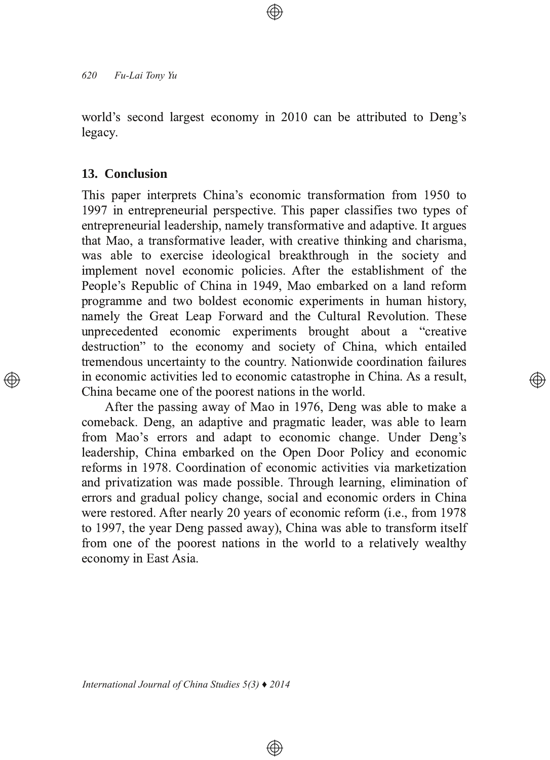world's second largest economy in 2010 can be attributed to Deng's legacy.

## 13. Conclusion

This paper interprets China's economic transformation from 1950 to 1997 in entrepreneurial perspective. This paper classifies two types of entrepreneurial leadership, namely transformative and adaptive. It argues that Mao, a transformative leader, with creative thinking and charisma, was able to exercise ideological breakthrough in the society and implement novel economic policies. After the establishment of the People's Republic of China in 1949, Mao embarked on a land reform programme and two boldest economic experiments in human history, namely the Great Leap Forward and the Cultural Revolution. These unprecedented economic experiments brought about a "creative destruction" to the economy and society of China, which entailed tremendous uncertainty to the country. Nationwide coordination failures in economic activities led to economic catastrophe in China. As a result, China became one of the poorest nations in the world.

After the passing away of Mao in 1976, Deng was able to make a comeback. Deng, an adaptive and pragmatic leader, was able to learn from Mao's errors and adapt to economic change. Under Deng's leadership, China embarked on the Open Door Policy and economic reforms in 1978. Coordination of economic activities via marketization and privatization was made possible. Through learning, elimination of errors and gradual policy change, social and economic orders in China were restored. After nearly 20 years of economic reform (i.e., from 1978 to 1997, the year Deng passed away), China was able to transform itself from one of the poorest nations in the world to a relatively wealthy economy in East Asia.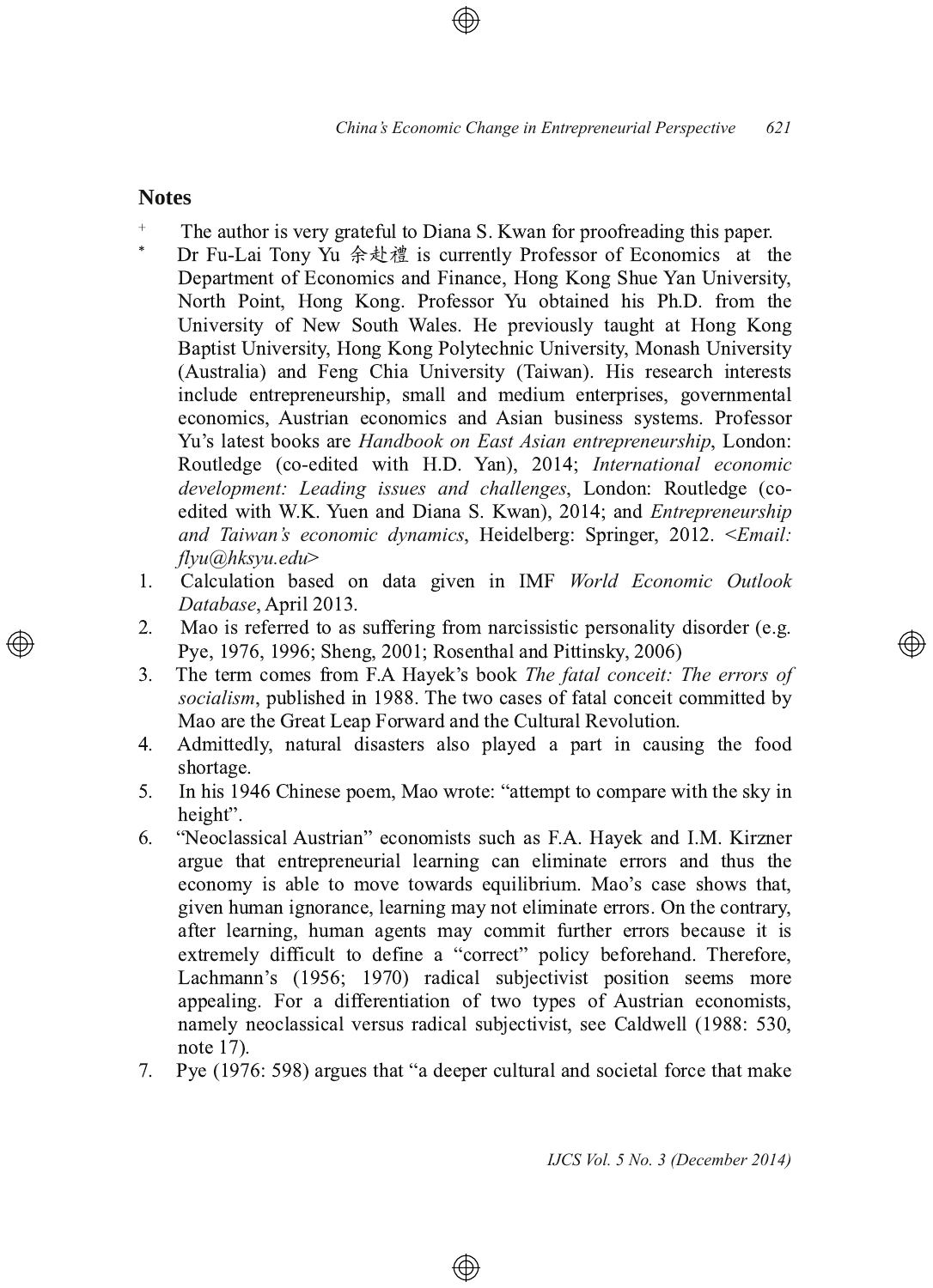## Notes

+ The author is very grateful to Diana S. Kwan for proofreading this paper.

\* Dr Fu-Lai Tony Yu 余赴禮 is currently Professor of Economics at the Department of Economics and Finance, Hong Kong Shue Yan University, North Point, Hong Kong. Professor Yu obtained his Ph.D. from the University of New South Wales. He previously taught at Hong Kong Baptist University, Hong Kong Polytechnic University, Monash University (Australia) and Feng Chia University (Taiwan). His research interests include entrepreneurship, small and medium enterprises, governmental economics, Austrian economics and Asian business systems. Professor Yu's latest books are *Handbook on East Asian entrepreneurship*, London: Routledge (co-edited with H.D. Yan), 2014; *International economic development: Leading issues and challenges*, London: Routledge (co-edited with W.K. Yuen and Diana S. Kwan), 2014; and *Entrepreneurship and Taiwan's economic dynamics*, Heidelberg: Springer, 2012. <*Email: flyu@hksyu.edu*>

1. Calculation based on data given in IMF *World Economic Outlook Database*, April 2013.
2. Mao is referred to as suffering from narcissistic personality disorder (e.g. Pye, 1976, 1996; Sheng, 2001; Rosenthal and Pittinsky, 2006)
3. The term comes from F.A Hayek's book *The fatal conceit: The errors of socialism*, published in 1988. The two cases of fatal conceit committed by Mao are the Great Leap Forward and the Cultural Revolution.
4. Admittedly, natural disasters also played a part in causing the food shortage.
5. In his 1946 Chinese poem, Mao wrote: "attempt to compare with the sky in height".
6. "Neoclassical Austrian" economists such as F.A. Hayek and I.M. Kirzner argue that entrepreneurial learning can eliminate errors and thus the economy is able to move towards equilibrium. Mao's case shows that, given human ignorance, learning may not eliminate errors. On the contrary, after learning, human agents may commit further errors because it is extremely difficult to define a "correct" policy beforehand. Therefore, Lachmann's (1956; 1970) radical subjectivist position seems more appealing. For a differentiation of two types of Austrian economists, namely neoclassical versus radical subjectivist, see Caldwell (1988: 530, note 17).
7. Pye (1976: 598) argues that "a deeper cultural and societal force that make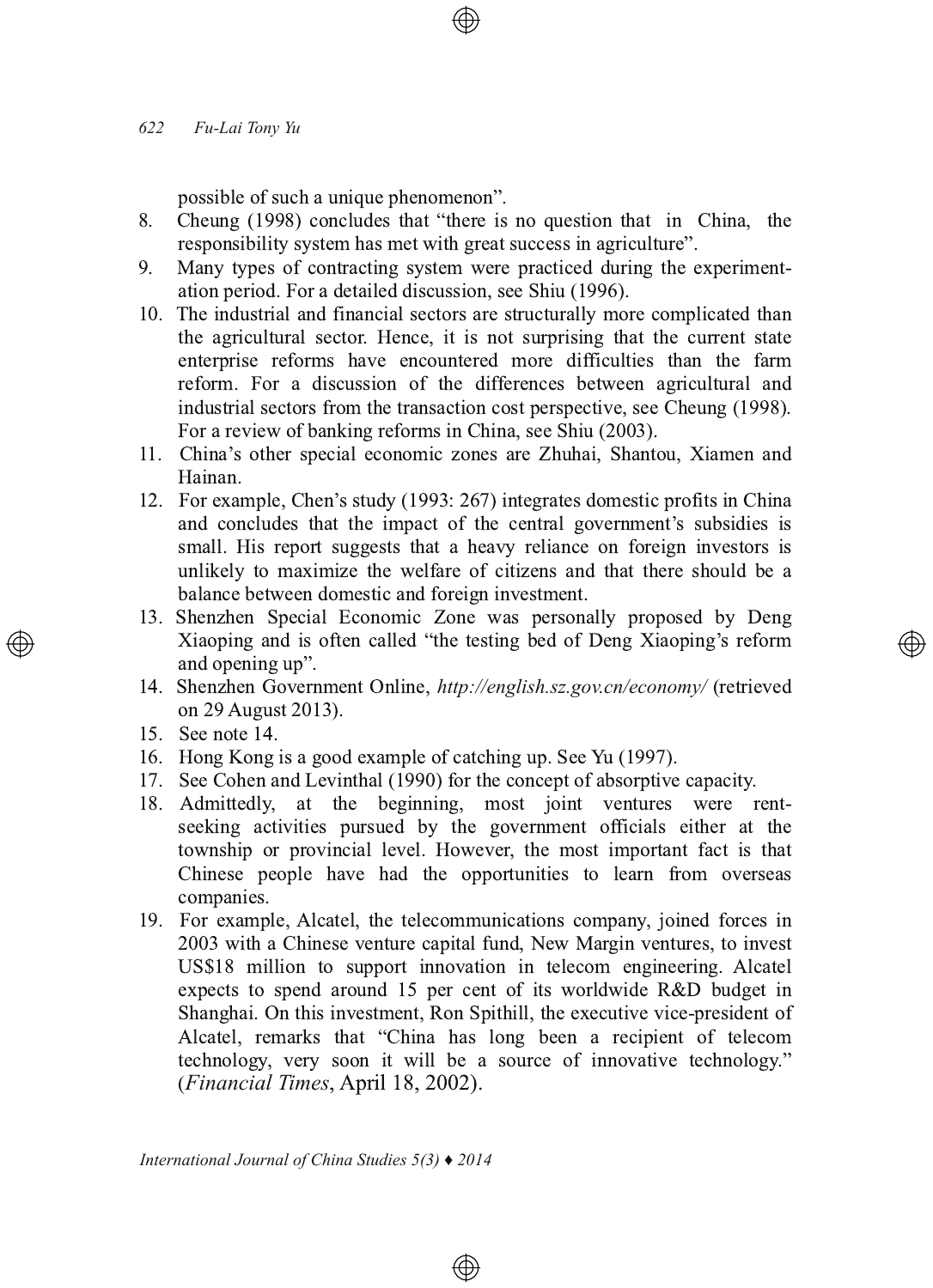possible of such a unique phenomenon".

8. Cheung (1998) concludes that "there is no question that in China, the responsibility system has met with great success in agriculture".
9. Many types of contracting system were practiced during the experimentation period. For a detailed discussion, see Shiu (1996).
10. The industrial and financial sectors are structurally more complicated than the agricultural sector. Hence, it is not surprising that the current state enterprise reforms have encountered more difficulties than the farm reform. For a discussion of the differences between agricultural and industrial sectors from the transaction cost perspective, see Cheung (1998). For a review of banking reforms in China, see Shiu (2003).
11. China's other special economic zones are Zhuhai, Shantou, Xiamen and Hainan.
12. For example, Chen's study (1993: 267) integrates domestic profits in China and concludes that the impact of the central government's subsidies is small. His report suggests that a heavy reliance on foreign investors is unlikely to maximize the welfare of citizens and that there should be a balance between domestic and foreign investment.
13. Shenzhen Special Economic Zone was personally proposed by Deng Xiaoping and is often called "the testing bed of Deng Xiaoping's reform and opening up".
14. Shenzhen Government Online, *http://english.sz.gov.cn/economy/* (retrieved on 29 August 2013).
15. See note 14.
16. Hong Kong is a good example of catching up. See Yu (1997).
17. See Cohen and Levinthal (1990) for the concept of absorptive capacity.
18. Admittedly, at the beginning, most joint ventures were rent-seeking activities pursued by the government officials either at the township or provincial level. However, the most important fact is that Chinese people have had the opportunities to learn from overseas companies.
19. For example, Alcatel, the telecommunications company, joined forces in 2003 with a Chinese venture capital fund, New Margin ventures, to invest US$18 million to support innovation in telecom engineering. Alcatel expects to spend around 15 per cent of its worldwide R&D budget in Shanghai. On this investment, Ron Spithill, the executive vice-president of Alcatel, remarks that "China has long been a recipient of telecom technology, very soon it will be a source of innovative technology." (*Financial Times*, April 18, 2002).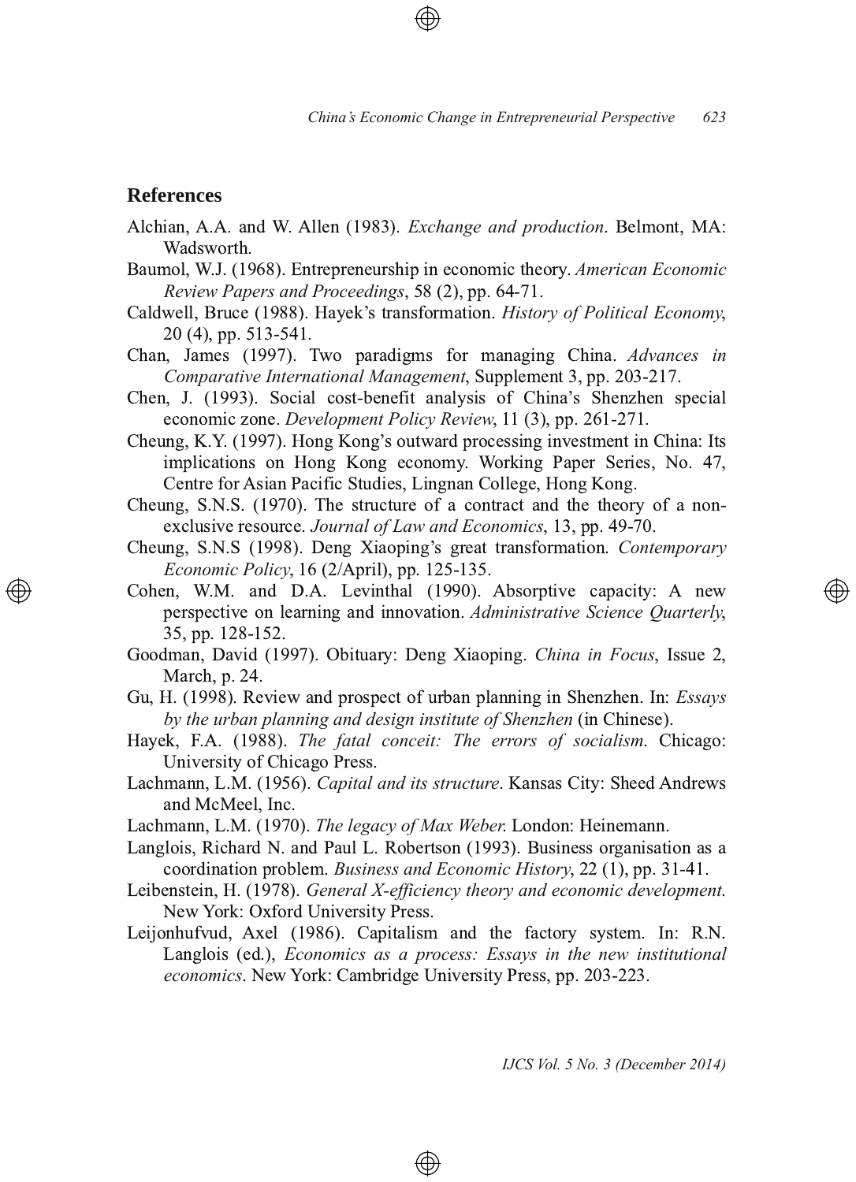## References

Alchian, A.A. and W. Allen (1983). *Exchange and production*. Belmont, MA: Wadsworth.

Baumol, W.J. (1968). Entrepreneurship in economic theory. *American Economic Review Papers and Proceedings*, 58 (2), pp. 64-71.

Caldwell, Bruce (1988). Hayek's transformation. *History of Political Economy*, 20 (4), pp. 513-541.

Chan, James (1997). Two paradigms for managing China. *Advances in Comparative International Management*, Supplement 3, pp. 203-217.

Chen, J. (1993). Social cost-benefit analysis of China's Shenzhen special economic zone. *Development Policy Review*, 11 (3), pp. 261-271.

Cheung, K.Y. (1997). Hong Kong's outward processing investment in China: Its implications on Hong Kong economy. Working Paper Series, No. 47, Centre for Asian Pacific Studies, Lingnan College, Hong Kong.

Cheung, S.N.S. (1970). The structure of a contract and the theory of a non-exclusive resource. *Journal of Law and Economics*, 13, pp. 49-70.

Cheung, S.N.S (1998). Deng Xiaoping's great transformation. *Contemporary Economic Policy*, 16 (2/April), pp. 125-135.

Cohen, W.M. and D.A. Levinthal (1990). Absorptive capacity: A new perspective on learning and innovation. *Administrative Science Quarterly*, 35, pp. 128-152.

Goodman, David (1997). Obituary: Deng Xiaoping. *China in Focus*, Issue 2, March, p. 24.

Gu, H. (1998). Review and prospect of urban planning in Shenzhen. In: *Essays by the urban planning and design institute of Shenzhen* (in Chinese).

Hayek, F.A. (1988). *The fatal conceit: The errors of socialism*. Chicago: University of Chicago Press.

Lachmann, L.M. (1956). *Capital and its structure*. Kansas City: Sheed Andrews and McMeel, Inc.

Lachmann, L.M. (1970). *The legacy of Max Weber*. London: Heinemann.

Langlois, Richard N. and Paul L. Robertson (1993). Business organisation as a coordination problem. *Business and Economic History*, 22 (1), pp. 31-41.

Leibenstein, H. (1978). *General X-efficiency theory and economic development*. New York: Oxford University Press.

Leijonhufvud, Axel (1986). Capitalism and the factory system. In: R.N. Langlois (ed.), *Economics as a process: Essays in the new institutional economics*. New York: Cambridge University Press, pp. 203-223.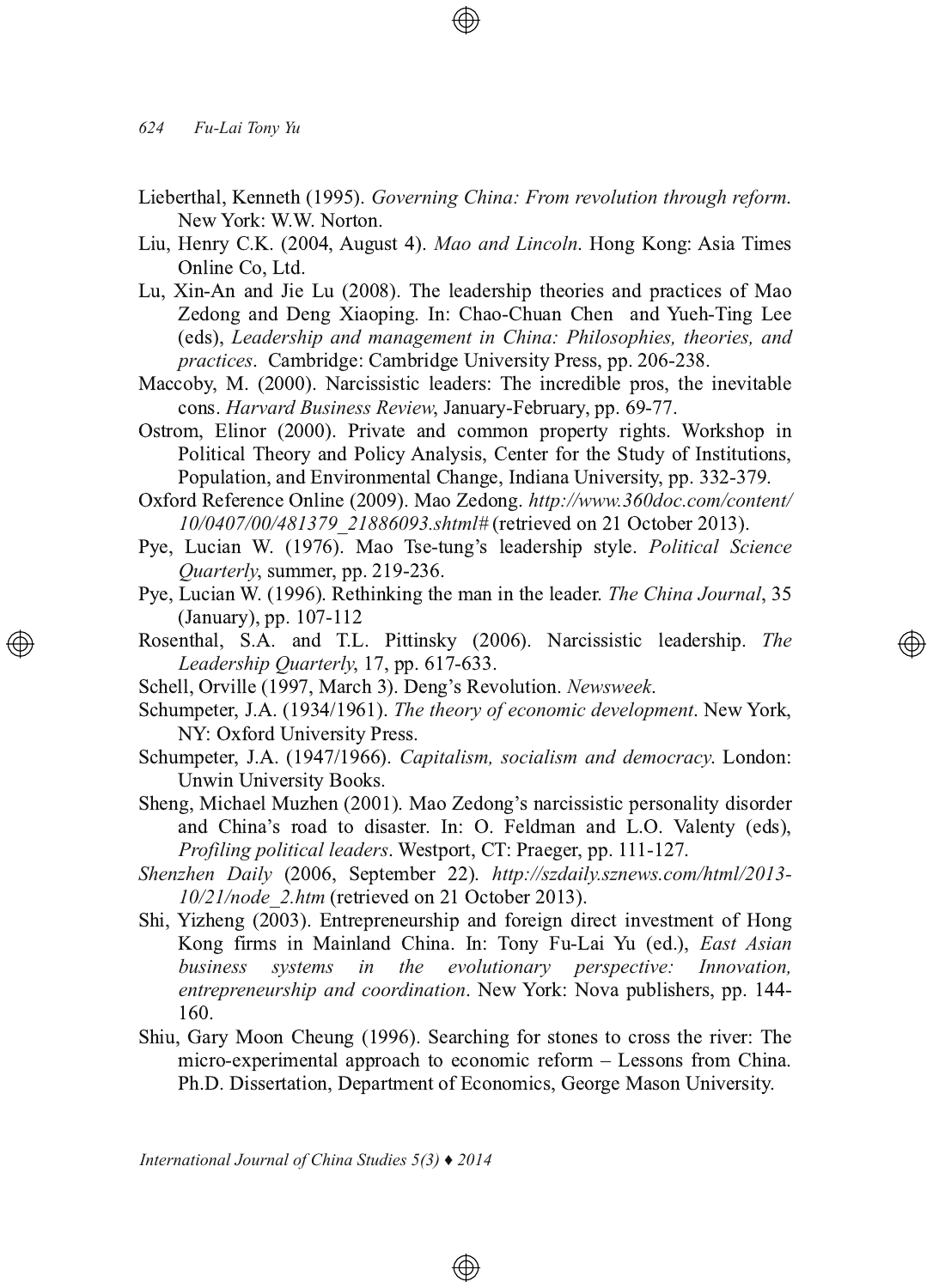Lieberthal, Kenneth (1995). *Governing China: From revolution through reform*. New York: W.W. Norton.

Liu, Henry C.K. (2004, August 4). *Mao and Lincoln*. Hong Kong: Asia Times Online Co, Ltd.

Lu, Xin-An and Jie Lu (2008). The leadership theories and practices of Mao Zedong and Deng Xiaoping. In: Chao-Chuan Chen and Yueh-Ting Lee (eds), *Leadership and management in China: Philosophies, theories, and practices*. Cambridge: Cambridge University Press, pp. 206-238.

Maccoby, M. (2000). Narcissistic leaders: The incredible pros, the inevitable cons. *Harvard Business Review*, January-February, pp. 69-77.

Ostrom, Elinor (2000). Private and common property rights. Workshop in Political Theory and Policy Analysis, Center for the Study of Institutions, Population, and Environmental Change, Indiana University, pp. 332-379.

Oxford Reference Online (2009). Mao Zedong. *http://www.360doc.com/content/10/0407/00/481379_21886093.shtml#* (retrieved on 21 October 2013).

Pye, Lucian W. (1976). Mao Tse-tung's leadership style. *Political Science Quarterly*, summer, pp. 219-236.

Pye, Lucian W. (1996). Rethinking the man in the leader. *The China Journal*, 35 (January), pp. 107-112

Rosenthal, S.A. and T.L. Pittinsky (2006). Narcissistic leadership. *The Leadership Quarterly*, 17, pp. 617-633.

Schell, Orville (1997, March 3). Deng's Revolution. *Newsweek*.

Schumpeter, J.A. (1934/1961). *The theory of economic development*. New York, NY: Oxford University Press.

Schumpeter, J.A. (1947/1966). *Capitalism, socialism and democracy*. London: Unwin University Books.

Sheng, Michael Muzhen (2001). Mao Zedong's narcissistic personality disorder and China's road to disaster. In: O. Feldman and L.O. Valenty (eds), *Profiling political leaders*. Westport, CT: Praeger, pp. 111-127.

*Shenzhen Daily* (2006, September 22). *http://szdaily.sznews.com/html/2013-10/21/node_2.htm* (retrieved on 21 October 2013).

Shi, Yizheng (2003). Entrepreneurship and foreign direct investment of Hong Kong firms in Mainland China. In: Tony Fu-Lai Yu (ed.), *East Asian business systems in the evolutionary perspective: Innovation, entrepreneurship and coordination*. New York: Nova publishers, pp. 144-160.

Shiu, Gary Moon Cheung (1996). Searching for stones to cross the river: The micro-experimental approach to economic reform – Lessons from China. Ph.D. Dissertation, Department of Economics, George Mason University.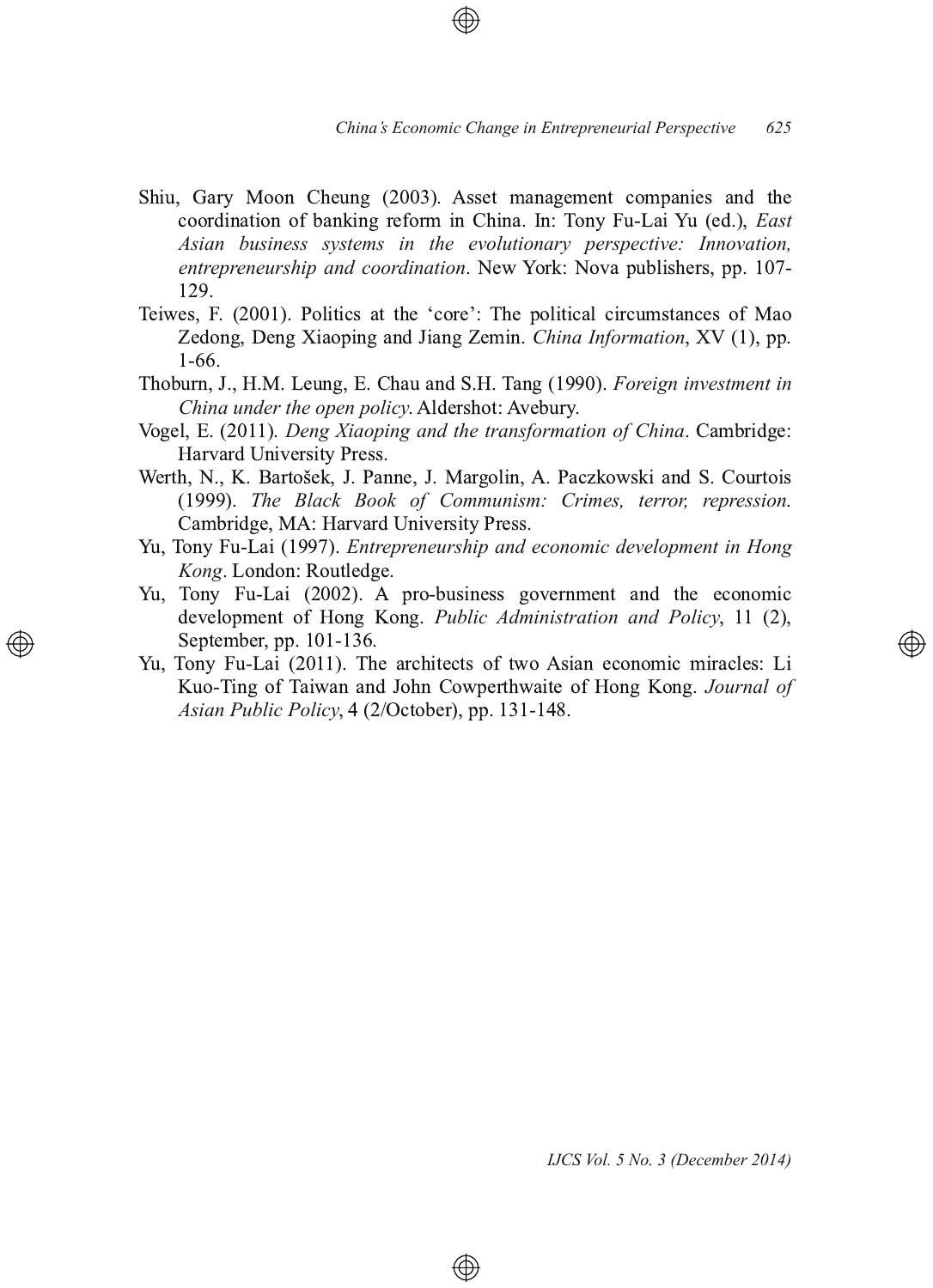Shiu, Gary Moon Cheung (2003). Asset management companies and the coordination of banking reform in China. In: Tony Fu-Lai Yu (ed.), *East Asian business systems in the evolutionary perspective: Innovation, entrepreneurship and coordination*. New York: Nova publishers, pp. 107-129.

Teiwes, F. (2001). Politics at the 'core': The political circumstances of Mao Zedong, Deng Xiaoping and Jiang Zemin. *China Information*, XV (1), pp. 1-66.

Thoburn, J., H.M. Leung, E. Chau and S.H. Tang (1990). *Foreign investment in China under the open policy*. Aldershot: Avebury.

Vogel, E. (2011). *Deng Xiaoping and the transformation of China*. Cambridge: Harvard University Press.

Werth, N., K. Bartošek, J. Panne, J. Margolin, A. Paczkowski and S. Courtois (1999). *The Black Book of Communism: Crimes, terror, repression.* Cambridge, MA: Harvard University Press.

Yu, Tony Fu-Lai (1997). *Entrepreneurship and economic development in Hong Kong*. London: Routledge.

Yu, Tony Fu-Lai (2002). A pro-business government and the economic development of Hong Kong. *Public Administration and Policy*, 11 (2), September, pp. 101-136.

Yu, Tony Fu-Lai (2011). The architects of two Asian economic miracles: Li Kuo-Ting of Taiwan and John Cowperthwaite of Hong Kong. *Journal of Asian Public Policy*, 4 (2/October), pp. 131-148.